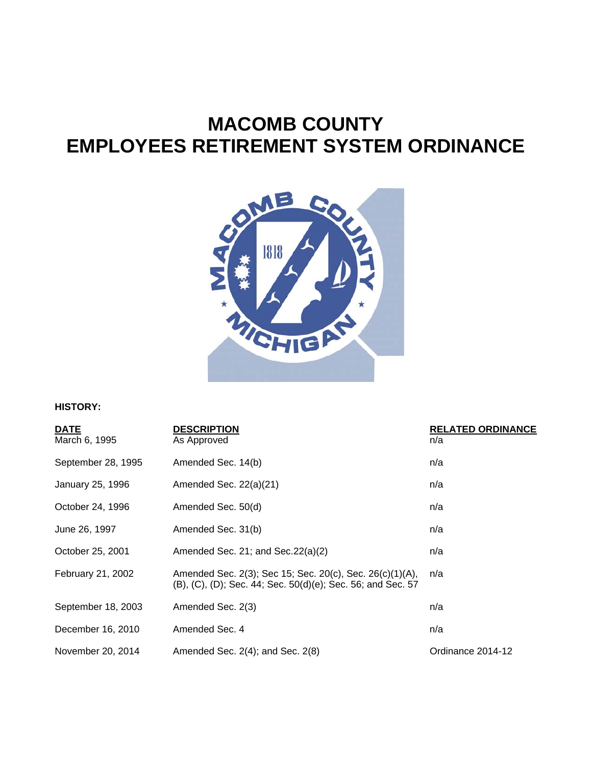# MACOMB COUNTY EMPLOYEES RETIREMENT SYSTEM ORDINANCE

**HISTORY:**

| DATE | DESCRIPTION | RELATED ORDINANCE |
|---|---|---|
| March 6, 1995 | As Approved | n/a |
| September 28, 1995 | Amended Sec. 14(b) | n/a |
| January 25, 1996 | Amended Sec. 22(a)(21) | n/a |
| October 24, 1996 | Amended Sec. 50(d) | n/a |
| June 26, 1997 | Amended Sec. 31(b) | n/a |
| October 25, 2001 | Amended Sec. 21; and Sec.22(a)(2) | n/a |
| February 21, 2002 | Amended Sec. 2(3); Sec 15; Sec. 20(c), Sec. 26(c)(1)(A), (B), (C), (D); Sec. 44; Sec. 50(d)(e); Sec. 56; and Sec. 57 | n/a |
| September 18, 2003 | Amended Sec. 2(3) | n/a |
| December 16, 2010 | Amended Sec. 4 | n/a |
| November 20, 2014 | Amended Sec. 2(4); and Sec. 2(8) | Ordinance 2014-12 |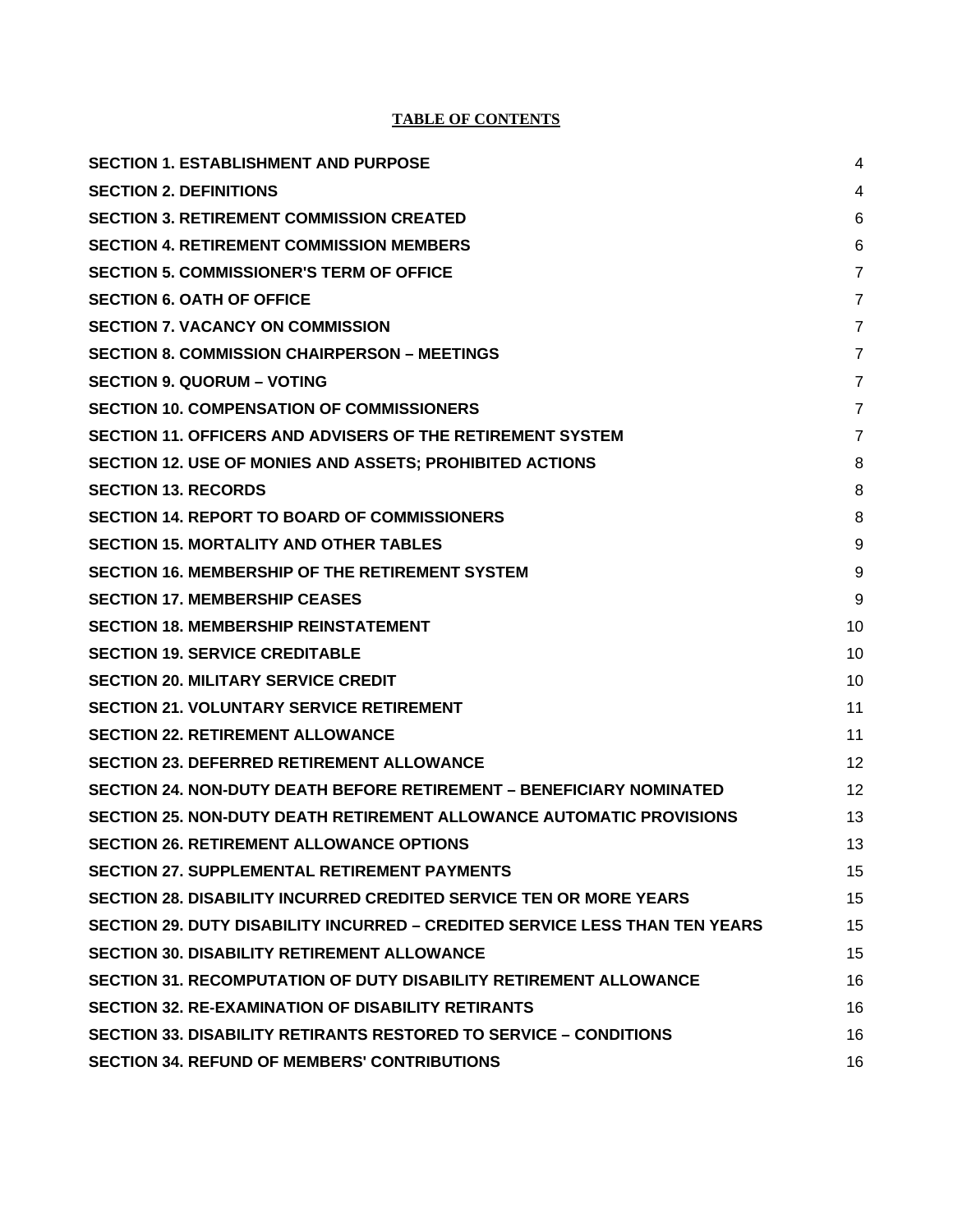**TABLE OF CONTENTS**

| | |
|---|---|
| **SECTION 1. ESTABLISHMENT AND PURPOSE** | 4 |
| **SECTION 2. DEFINITIONS** | 4 |
| **SECTION 3. RETIREMENT COMMISSION CREATED** | 6 |
| **SECTION 4. RETIREMENT COMMISSION MEMBERS** | 6 |
| **SECTION 5. COMMISSIONER'S TERM OF OFFICE** | 7 |
| **SECTION 6. OATH OF OFFICE** | 7 |
| **SECTION 7. VACANCY ON COMMISSION** | 7 |
| **SECTION 8. COMMISSION CHAIRPERSON – MEETINGS** | 7 |
| **SECTION 9. QUORUM – VOTING** | 7 |
| **SECTION 10. COMPENSATION OF COMMISSIONERS** | 7 |
| **SECTION 11. OFFICERS AND ADVISERS OF THE RETIREMENT SYSTEM** | 7 |
| **SECTION 12. USE OF MONIES AND ASSETS; PROHIBITED ACTIONS** | 8 |
| **SECTION 13. RECORDS** | 8 |
| **SECTION 14. REPORT TO BOARD OF COMMISSIONERS** | 8 |
| **SECTION 15. MORTALITY AND OTHER TABLES** | 9 |
| **SECTION 16. MEMBERSHIP OF THE RETIREMENT SYSTEM** | 9 |
| **SECTION 17. MEMBERSHIP CEASES** | 9 |
| **SECTION 18. MEMBERSHIP REINSTATEMENT** | 10 |
| **SECTION 19. SERVICE CREDITABLE** | 10 |
| **SECTION 20. MILITARY SERVICE CREDIT** | 10 |
| **SECTION 21. VOLUNTARY SERVICE RETIREMENT** | 11 |
| **SECTION 22. RETIREMENT ALLOWANCE** | 11 |
| **SECTION 23. DEFERRED RETIREMENT ALLOWANCE** | 12 |
| **SECTION 24. NON-DUTY DEATH BEFORE RETIREMENT – BENEFICIARY NOMINATED** | 12 |
| **SECTION 25. NON-DUTY DEATH RETIREMENT ALLOWANCE AUTOMATIC PROVISIONS** | 13 |
| **SECTION 26. RETIREMENT ALLOWANCE OPTIONS** | 13 |
| **SECTION 27. SUPPLEMENTAL RETIREMENT PAYMENTS** | 15 |
| **SECTION 28. DISABILITY INCURRED CREDITED SERVICE TEN OR MORE YEARS** | 15 |
| **SECTION 29. DUTY DISABILITY INCURRED – CREDITED SERVICE LESS THAN TEN YEARS** | 15 |
| **SECTION 30. DISABILITY RETIREMENT ALLOWANCE** | 15 |
| **SECTION 31. RECOMPUTATION OF DUTY DISABILITY RETIREMENT ALLOWANCE** | 16 |
| **SECTION 32. RE-EXAMINATION OF DISABILITY RETIRANTS** | 16 |
| **SECTION 33. DISABILITY RETIRANTS RESTORED TO SERVICE – CONDITIONS** | 16 |
| **SECTION 34. REFUND OF MEMBERS' CONTRIBUTIONS** | 16 |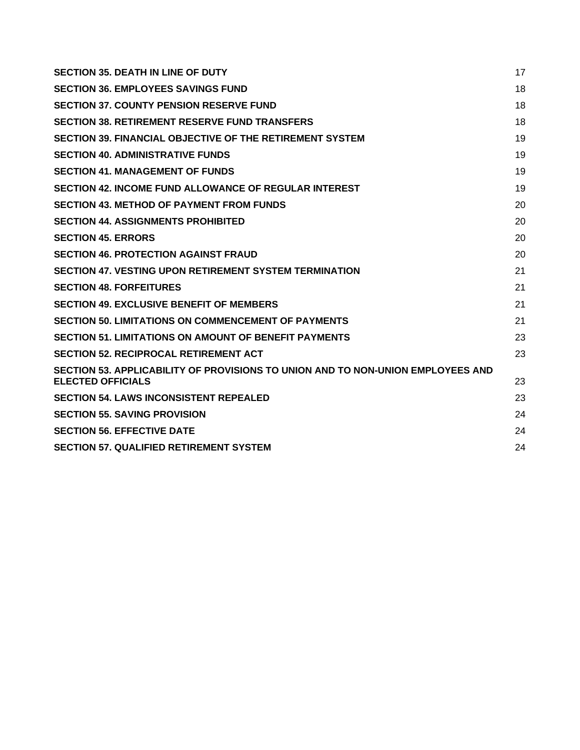| | |
|---|---|
| **SECTION 35. DEATH IN LINE OF DUTY** | 17 |
| **SECTION 36. EMPLOYEES SAVINGS FUND** | 18 |
| **SECTION 37. COUNTY PENSION RESERVE FUND** | 18 |
| **SECTION 38. RETIREMENT RESERVE FUND TRANSFERS** | 18 |
| **SECTION 39. FINANCIAL OBJECTIVE OF THE RETIREMENT SYSTEM** | 19 |
| **SECTION 40. ADMINISTRATIVE FUNDS** | 19 |
| **SECTION 41. MANAGEMENT OF FUNDS** | 19 |
| **SECTION 42. INCOME FUND ALLOWANCE OF REGULAR INTEREST** | 19 |
| **SECTION 43. METHOD OF PAYMENT FROM FUNDS** | 20 |
| **SECTION 44. ASSIGNMENTS PROHIBITED** | 20 |
| **SECTION 45. ERRORS** | 20 |
| **SECTION 46. PROTECTION AGAINST FRAUD** | 20 |
| **SECTION 47. VESTING UPON RETIREMENT SYSTEM TERMINATION** | 21 |
| **SECTION 48. FORFEITURES** | 21 |
| **SECTION 49. EXCLUSIVE BENEFIT OF MEMBERS** | 21 |
| **SECTION 50. LIMITATIONS ON COMMENCEMENT OF PAYMENTS** | 21 |
| **SECTION 51. LIMITATIONS ON AMOUNT OF BENEFIT PAYMENTS** | 23 |
| **SECTION 52. RECIPROCAL RETIREMENT ACT** | 23 |
| **SECTION 53. APPLICABILITY OF PROVISIONS TO UNION AND TO NON-UNION EMPLOYEES AND ELECTED OFFICIALS** | 23 |
| **SECTION 54. LAWS INCONSISTENT REPEALED** | 23 |
| **SECTION 55. SAVING PROVISION** | 24 |
| **SECTION 56. EFFECTIVE DATE** | 24 |
| **SECTION 57. QUALIFIED RETIREMENT SYSTEM** | 24 |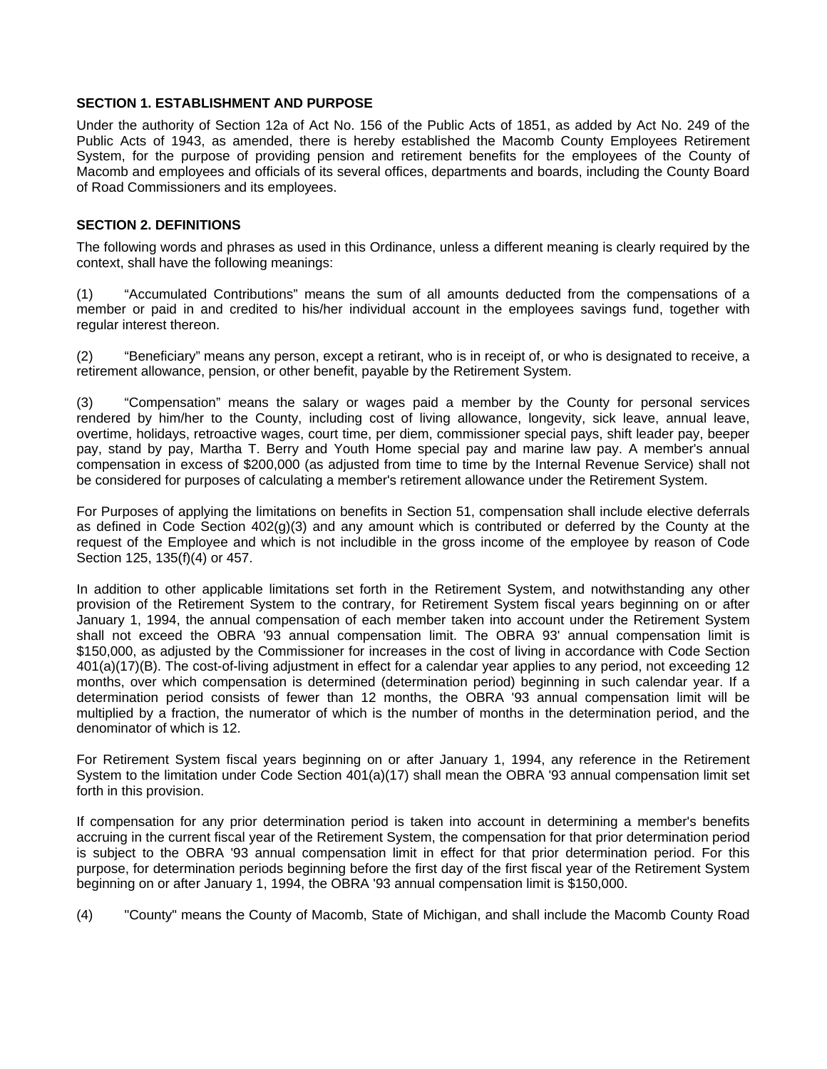### SECTION 1. ESTABLISHMENT AND PURPOSE

Under the authority of Section 12a of Act No. 156 of the Public Acts of 1851, as added by Act No. 249 of the Public Acts of 1943, as amended, there is hereby established the Macomb County Employees Retirement System, for the purpose of providing pension and retirement benefits for the employees of the County of Macomb and employees and officials of its several offices, departments and boards, including the County Board of Road Commissioners and its employees.

### SECTION 2. DEFINITIONS

The following words and phrases as used in this Ordinance, unless a different meaning is clearly required by the context, shall have the following meanings:

(1) "Accumulated Contributions" means the sum of all amounts deducted from the compensations of a member or paid in and credited to his/her individual account in the employees savings fund, together with regular interest thereon.

(2) "Beneficiary" means any person, except a retirant, who is in receipt of, or who is designated to receive, a retirement allowance, pension, or other benefit, payable by the Retirement System.

(3) "Compensation" means the salary or wages paid a member by the County for personal services rendered by him/her to the County, including cost of living allowance, longevity, sick leave, annual leave, overtime, holidays, retroactive wages, court time, per diem, commissioner special pays, shift leader pay, beeper pay, stand by pay, Martha T. Berry and Youth Home special pay and marine law pay. A member's annual compensation in excess of $200,000 (as adjusted from time to time by the Internal Revenue Service) shall not be considered for purposes of calculating a member's retirement allowance under the Retirement System.

For Purposes of applying the limitations on benefits in Section 51, compensation shall include elective deferrals as defined in Code Section 402(g)(3) and any amount which is contributed or deferred by the County at the request of the Employee and which is not includible in the gross income of the employee by reason of Code Section 125, 135(f)(4) or 457.

In addition to other applicable limitations set forth in the Retirement System, and notwithstanding any other provision of the Retirement System to the contrary, for Retirement System fiscal years beginning on or after January 1, 1994, the annual compensation of each member taken into account under the Retirement System shall not exceed the OBRA '93 annual compensation limit. The OBRA 93' annual compensation limit is $150,000, as adjusted by the Commissioner for increases in the cost of living in accordance with Code Section 401(a)(17)(B). The cost-of-living adjustment in effect for a calendar year applies to any period, not exceeding 12 months, over which compensation is determined (determination period) beginning in such calendar year. If a determination period consists of fewer than 12 months, the OBRA '93 annual compensation limit will be multiplied by a fraction, the numerator of which is the number of months in the determination period, and the denominator of which is 12.

For Retirement System fiscal years beginning on or after January 1, 1994, any reference in the Retirement System to the limitation under Code Section 401(a)(17) shall mean the OBRA '93 annual compensation limit set forth in this provision.

If compensation for any prior determination period is taken into account in determining a member's benefits accruing in the current fiscal year of the Retirement System, the compensation for that prior determination period is subject to the OBRA '93 annual compensation limit in effect for that prior determination period. For this purpose, for determination periods beginning before the first day of the first fiscal year of the Retirement System beginning on or after January 1, 1994, the OBRA '93 annual compensation limit is $150,000.

(4) "County" means the County of Macomb, State of Michigan, and shall include the Macomb County Road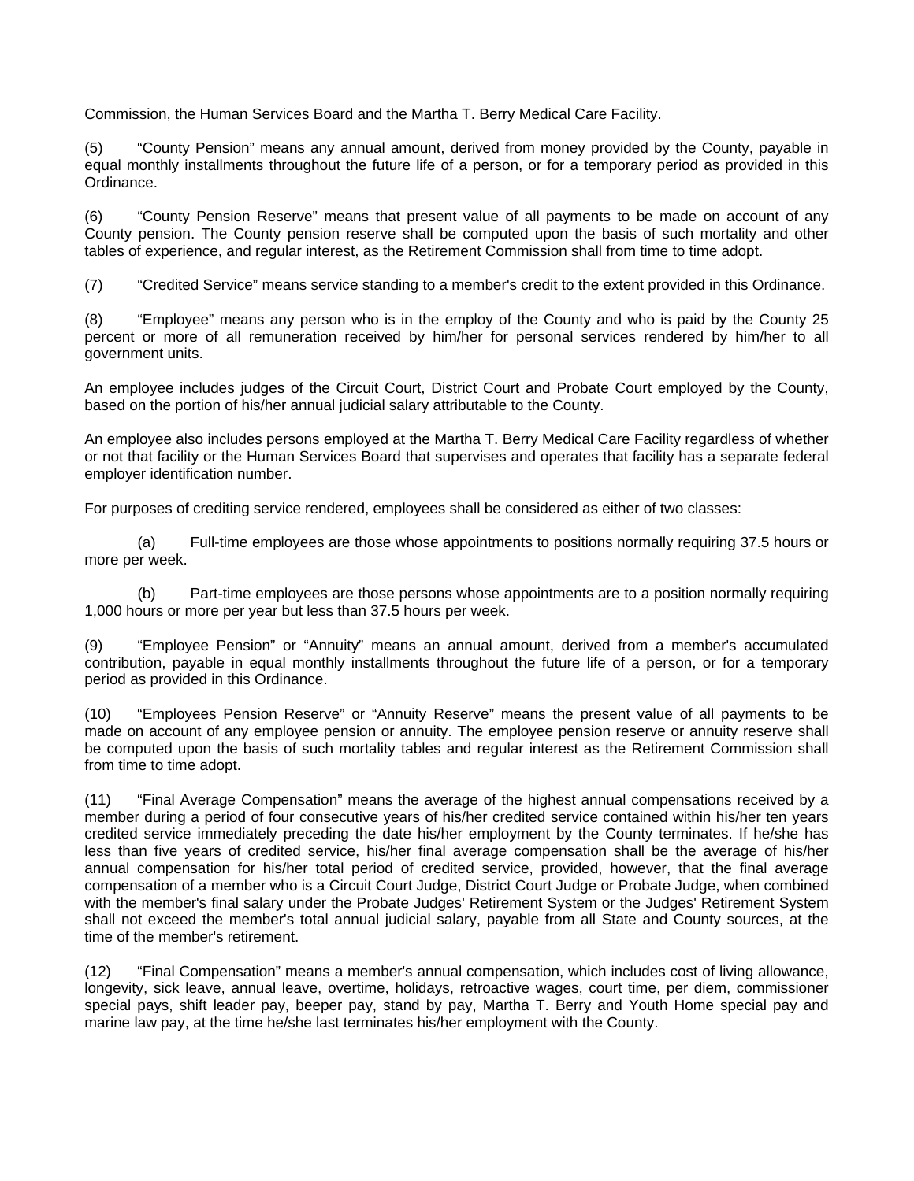Commission, the Human Services Board and the Martha T. Berry Medical Care Facility.

(5) “County Pension” means any annual amount, derived from money provided by the County, payable in equal monthly installments throughout the future life of a person, or for a temporary period as provided in this Ordinance.

(6) “County Pension Reserve” means that present value of all payments to be made on account of any County pension. The County pension reserve shall be computed upon the basis of such mortality and other tables of experience, and regular interest, as the Retirement Commission shall from time to time adopt.

(7) “Credited Service” means service standing to a member's credit to the extent provided in this Ordinance.

(8) “Employee” means any person who is in the employ of the County and who is paid by the County 25 percent or more of all remuneration received by him/her for personal services rendered by him/her to all government units.

An employee includes judges of the Circuit Court, District Court and Probate Court employed by the County, based on the portion of his/her annual judicial salary attributable to the County.

An employee also includes persons employed at the Martha T. Berry Medical Care Facility regardless of whether or not that facility or the Human Services Board that supervises and operates that facility has a separate federal employer identification number.

For purposes of crediting service rendered, employees shall be considered as either of two classes:

(a) Full-time employees are those whose appointments to positions normally requiring 37.5 hours or more per week.

(b) Part-time employees are those persons whose appointments are to a position normally requiring 1,000 hours or more per year but less than 37.5 hours per week.

(9) “Employee Pension” or “Annuity” means an annual amount, derived from a member's accumulated contribution, payable in equal monthly installments throughout the future life of a person, or for a temporary period as provided in this Ordinance.

(10) “Employees Pension Reserve” or “Annuity Reserve” means the present value of all payments to be made on account of any employee pension or annuity. The employee pension reserve or annuity reserve shall be computed upon the basis of such mortality tables and regular interest as the Retirement Commission shall from time to time adopt.

(11) “Final Average Compensation” means the average of the highest annual compensations received by a member during a period of four consecutive years of his/her credited service contained within his/her ten years credited service immediately preceding the date his/her employment by the County terminates. If he/she has less than five years of credited service, his/her final average compensation shall be the average of his/her annual compensation for his/her total period of credited service, provided, however, that the final average compensation of a member who is a Circuit Court Judge, District Court Judge or Probate Judge, when combined with the member's final salary under the Probate Judges' Retirement System or the Judges' Retirement System shall not exceed the member's total annual judicial salary, payable from all State and County sources, at the time of the member's retirement.

(12) “Final Compensation” means a member's annual compensation, which includes cost of living allowance, longevity, sick leave, annual leave, overtime, holidays, retroactive wages, court time, per diem, commissioner special pays, shift leader pay, beeper pay, stand by pay, Martha T. Berry and Youth Home special pay and marine law pay, at the time he/she last terminates his/her employment with the County.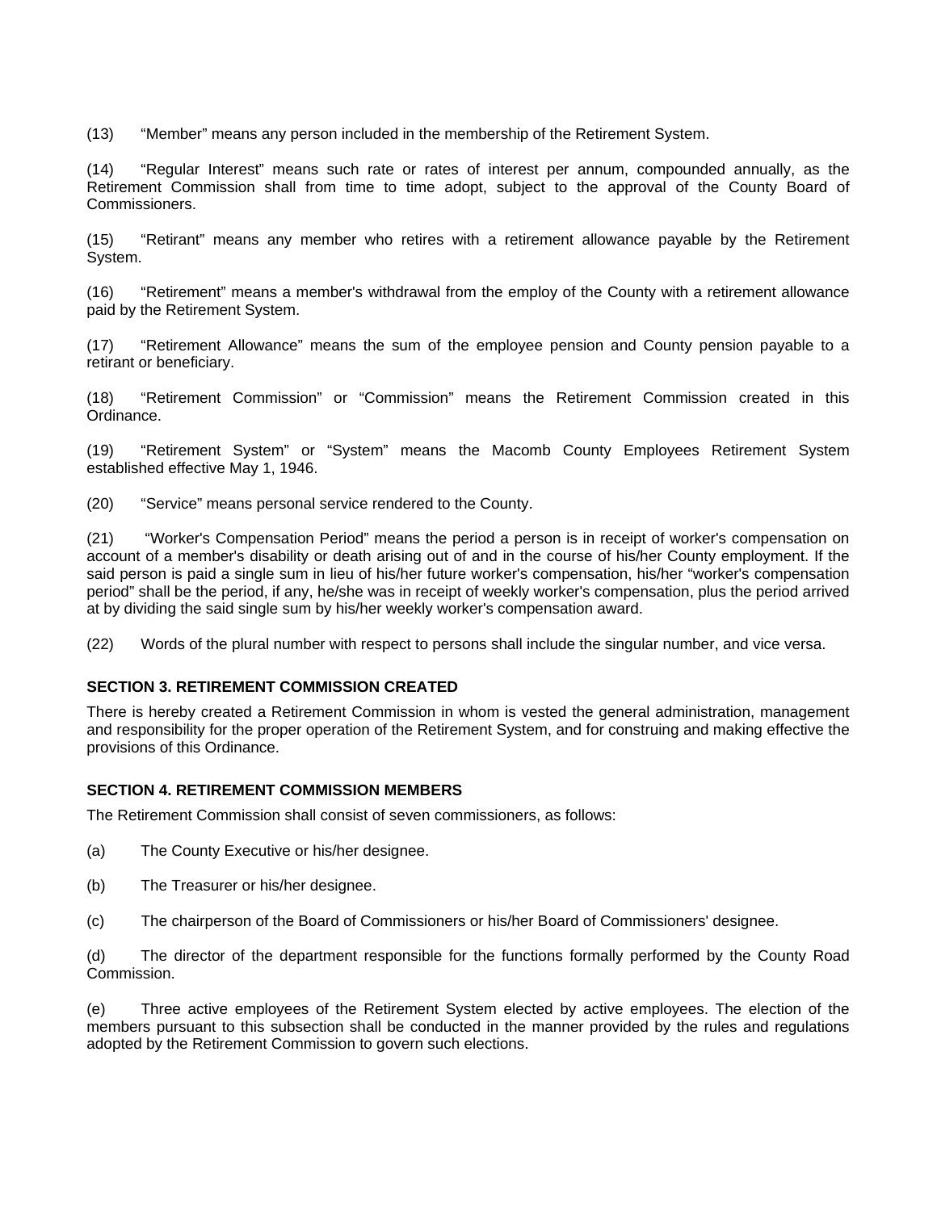(13) “Member” means any person included in the membership of the Retirement System.

(14) “Regular Interest” means such rate or rates of interest per annum, compounded annually, as the Retirement Commission shall from time to time adopt, subject to the approval of the County Board of Commissioners.

(15) “Retirant” means any member who retires with a retirement allowance payable by the Retirement System.

(16) “Retirement” means a member's withdrawal from the employ of the County with a retirement allowance paid by the Retirement System.

(17) “Retirement Allowance” means the sum of the employee pension and County pension payable to a retirant or beneficiary.

(18) “Retirement Commission” or “Commission” means the Retirement Commission created in this Ordinance.

(19) “Retirement System” or “System” means the Macomb County Employees Retirement System established effective May 1, 1946.

(20) “Service” means personal service rendered to the County.

(21) “Worker's Compensation Period” means the period a person is in receipt of worker's compensation on account of a member's disability or death arising out of and in the course of his/her County employment. If the said person is paid a single sum in lieu of his/her future worker's compensation, his/her “worker's compensation period” shall be the period, if any, he/she was in receipt of weekly worker's compensation, plus the period arrived at by dividing the said single sum by his/her weekly worker's compensation award.

(22) Words of the plural number with respect to persons shall include the singular number, and vice versa.

**SECTION 3. RETIREMENT COMMISSION CREATED**

There is hereby created a Retirement Commission in whom is vested the general administration, management and responsibility for the proper operation of the Retirement System, and for construing and making effective the provisions of this Ordinance.

**SECTION 4. RETIREMENT COMMISSION MEMBERS**

The Retirement Commission shall consist of seven commissioners, as follows:

(a) The County Executive or his/her designee.

(b) The Treasurer or his/her designee.

(c) The chairperson of the Board of Commissioners or his/her Board of Commissioners' designee.

(d) The director of the department responsible for the functions formally performed by the County Road Commission.

(e) Three active employees of the Retirement System elected by active employees. The election of the members pursuant to this subsection shall be conducted in the manner provided by the rules and regulations adopted by the Retirement Commission to govern such elections.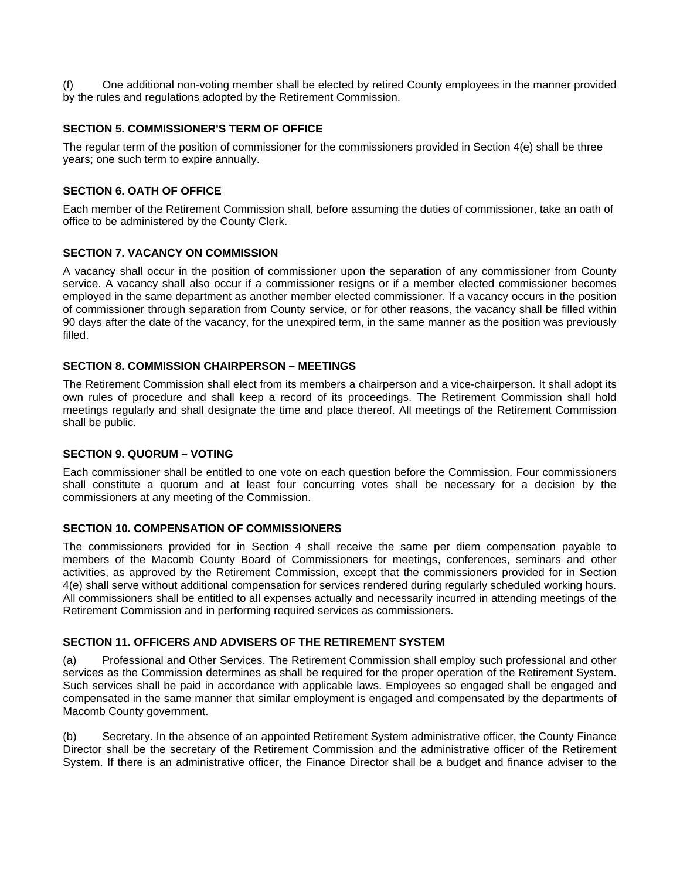(f) One additional non-voting member shall be elected by retired County employees in the manner provided by the rules and regulations adopted by the Retirement Commission.

### SECTION 5. COMMISSIONER'S TERM OF OFFICE

The regular term of the position of commissioner for the commissioners provided in Section 4(e) shall be three years; one such term to expire annually.

### SECTION 6. OATH OF OFFICE

Each member of the Retirement Commission shall, before assuming the duties of commissioner, take an oath of office to be administered by the County Clerk.

### SECTION 7. VACANCY ON COMMISSION

A vacancy shall occur in the position of commissioner upon the separation of any commissioner from County service. A vacancy shall also occur if a commissioner resigns or if a member elected commissioner becomes employed in the same department as another member elected commissioner. If a vacancy occurs in the position of commissioner through separation from County service, or for other reasons, the vacancy shall be filled within 90 days after the date of the vacancy, for the unexpired term, in the same manner as the position was previously filled.

### SECTION 8. COMMISSION CHAIRPERSON – MEETINGS

The Retirement Commission shall elect from its members a chairperson and a vice-chairperson. It shall adopt its own rules of procedure and shall keep a record of its proceedings. The Retirement Commission shall hold meetings regularly and shall designate the time and place thereof. All meetings of the Retirement Commission shall be public.

### SECTION 9. QUORUM – VOTING

Each commissioner shall be entitled to one vote on each question before the Commission. Four commissioners shall constitute a quorum and at least four concurring votes shall be necessary for a decision by the commissioners at any meeting of the Commission.

### SECTION 10. COMPENSATION OF COMMISSIONERS

The commissioners provided for in Section 4 shall receive the same per diem compensation payable to members of the Macomb County Board of Commissioners for meetings, conferences, seminars and other activities, as approved by the Retirement Commission, except that the commissioners provided for in Section 4(e) shall serve without additional compensation for services rendered during regularly scheduled working hours. All commissioners shall be entitled to all expenses actually and necessarily incurred in attending meetings of the Retirement Commission and in performing required services as commissioners.

### SECTION 11. OFFICERS AND ADVISERS OF THE RETIREMENT SYSTEM

(a) Professional and Other Services. The Retirement Commission shall employ such professional and other services as the Commission determines as shall be required for the proper operation of the Retirement System. Such services shall be paid in accordance with applicable laws. Employees so engaged shall be engaged and compensated in the same manner that similar employment is engaged and compensated by the departments of Macomb County government.

(b) Secretary. In the absence of an appointed Retirement System administrative officer, the County Finance Director shall be the secretary of the Retirement Commission and the administrative officer of the Retirement System. If there is an administrative officer, the Finance Director shall be a budget and finance adviser to the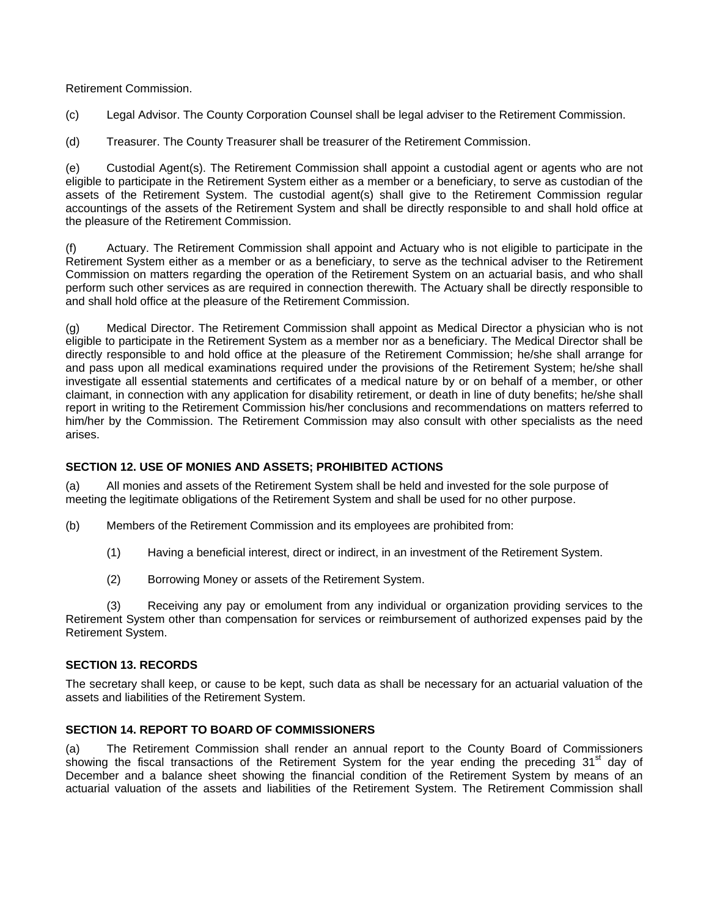Retirement Commission.

(c) Legal Advisor. The County Corporation Counsel shall be legal adviser to the Retirement Commission.

(d) Treasurer. The County Treasurer shall be treasurer of the Retirement Commission.

(e) Custodial Agent(s). The Retirement Commission shall appoint a custodial agent or agents who are not eligible to participate in the Retirement System either as a member or a beneficiary, to serve as custodian of the assets of the Retirement System. The custodial agent(s) shall give to the Retirement Commission regular accountings of the assets of the Retirement System and shall be directly responsible to and shall hold office at the pleasure of the Retirement Commission.

(f) Actuary. The Retirement Commission shall appoint and Actuary who is not eligible to participate in the Retirement System either as a member or as a beneficiary, to serve as the technical adviser to the Retirement Commission on matters regarding the operation of the Retirement System on an actuarial basis, and who shall perform such other services as are required in connection therewith. The Actuary shall be directly responsible to and shall hold office at the pleasure of the Retirement Commission.

(g) Medical Director. The Retirement Commission shall appoint as Medical Director a physician who is not eligible to participate in the Retirement System as a member nor as a beneficiary. The Medical Director shall be directly responsible to and hold office at the pleasure of the Retirement Commission; he/she shall arrange for and pass upon all medical examinations required under the provisions of the Retirement System; he/she shall investigate all essential statements and certificates of a medical nature by or on behalf of a member, or other claimant, in connection with any application for disability retirement, or death in line of duty benefits; he/she shall report in writing to the Retirement Commission his/her conclusions and recommendations on matters referred to him/her by the Commission. The Retirement Commission may also consult with other specialists as the need arises.

### SECTION 12. USE OF MONIES AND ASSETS; PROHIBITED ACTIONS

(a) All monies and assets of the Retirement System shall be held and invested for the sole purpose of meeting the legitimate obligations of the Retirement System and shall be used for no other purpose.

(b) Members of the Retirement Commission and its employees are prohibited from:

(1) Having a beneficial interest, direct or indirect, in an investment of the Retirement System.

(2) Borrowing Money or assets of the Retirement System.

(3) Receiving any pay or emolument from any individual or organization providing services to the Retirement System other than compensation for services or reimbursement of authorized expenses paid by the Retirement System.

### SECTION 13. RECORDS

The secretary shall keep, or cause to be kept, such data as shall be necessary for an actuarial valuation of the assets and liabilities of the Retirement System.

### SECTION 14. REPORT TO BOARD OF COMMISSIONERS

(a) The Retirement Commission shall render an annual report to the County Board of Commissioners showing the fiscal transactions of the Retirement System for the year ending the preceding 31st day of December and a balance sheet showing the financial condition of the Retirement System by means of an actuarial valuation of the assets and liabilities of the Retirement System. The Retirement Commission shall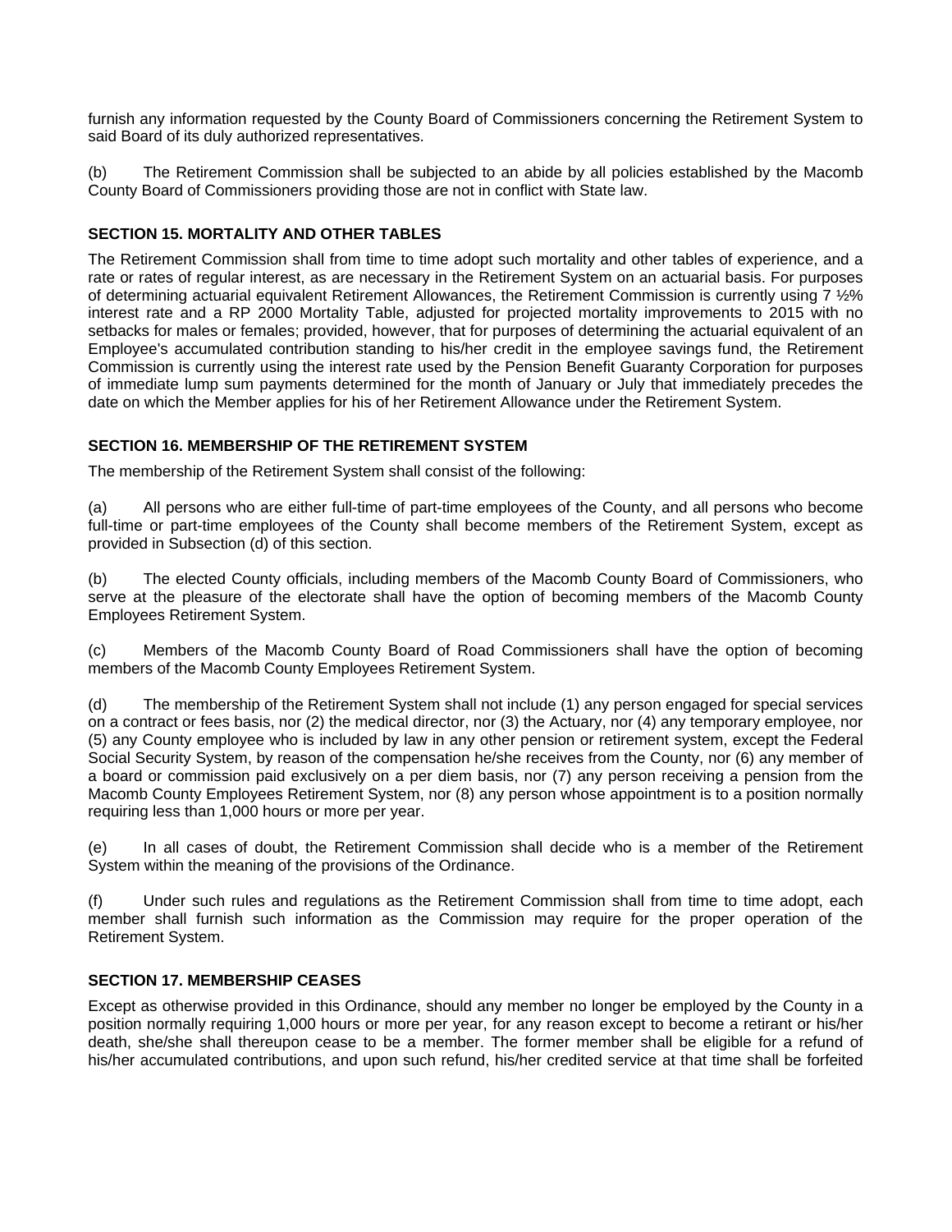furnish any information requested by the County Board of Commissioners concerning the Retirement System to said Board of its duly authorized representatives.

(b) The Retirement Commission shall be subjected to an abide by all policies established by the Macomb County Board of Commissioners providing those are not in conflict with State law.

### SECTION 15. MORTALITY AND OTHER TABLES

The Retirement Commission shall from time to time adopt such mortality and other tables of experience, and a rate or rates of regular interest, as are necessary in the Retirement System on an actuarial basis. For purposes of determining actuarial equivalent Retirement Allowances, the Retirement Commission is currently using 7 ½% interest rate and a RP 2000 Mortality Table, adjusted for projected mortality improvements to 2015 with no setbacks for males or females; provided, however, that for purposes of determining the actuarial equivalent of an Employee's accumulated contribution standing to his/her credit in the employee savings fund, the Retirement Commission is currently using the interest rate used by the Pension Benefit Guaranty Corporation for purposes of immediate lump sum payments determined for the month of January or July that immediately precedes the date on which the Member applies for his of her Retirement Allowance under the Retirement System.

### SECTION 16. MEMBERSHIP OF THE RETIREMENT SYSTEM

The membership of the Retirement System shall consist of the following:

(a) All persons who are either full-time of part-time employees of the County, and all persons who become full-time or part-time employees of the County shall become members of the Retirement System, except as provided in Subsection (d) of this section.

(b) The elected County officials, including members of the Macomb County Board of Commissioners, who serve at the pleasure of the electorate shall have the option of becoming members of the Macomb County Employees Retirement System.

(c) Members of the Macomb County Board of Road Commissioners shall have the option of becoming members of the Macomb County Employees Retirement System.

(d) The membership of the Retirement System shall not include (1) any person engaged for special services on a contract or fees basis, nor (2) the medical director, nor (3) the Actuary, nor (4) any temporary employee, nor (5) any County employee who is included by law in any other pension or retirement system, except the Federal Social Security System, by reason of the compensation he/she receives from the County, nor (6) any member of a board or commission paid exclusively on a per diem basis, nor (7) any person receiving a pension from the Macomb County Employees Retirement System, nor (8) any person whose appointment is to a position normally requiring less than 1,000 hours or more per year.

(e) In all cases of doubt, the Retirement Commission shall decide who is a member of the Retirement System within the meaning of the provisions of the Ordinance.

(f) Under such rules and regulations as the Retirement Commission shall from time to time adopt, each member shall furnish such information as the Commission may require for the proper operation of the Retirement System.

### SECTION 17. MEMBERSHIP CEASES

Except as otherwise provided in this Ordinance, should any member no longer be employed by the County in a position normally requiring 1,000 hours or more per year, for any reason except to become a retirant or his/her death, she/she shall thereupon cease to be a member. The former member shall be eligible for a refund of his/her accumulated contributions, and upon such refund, his/her credited service at that time shall be forfeited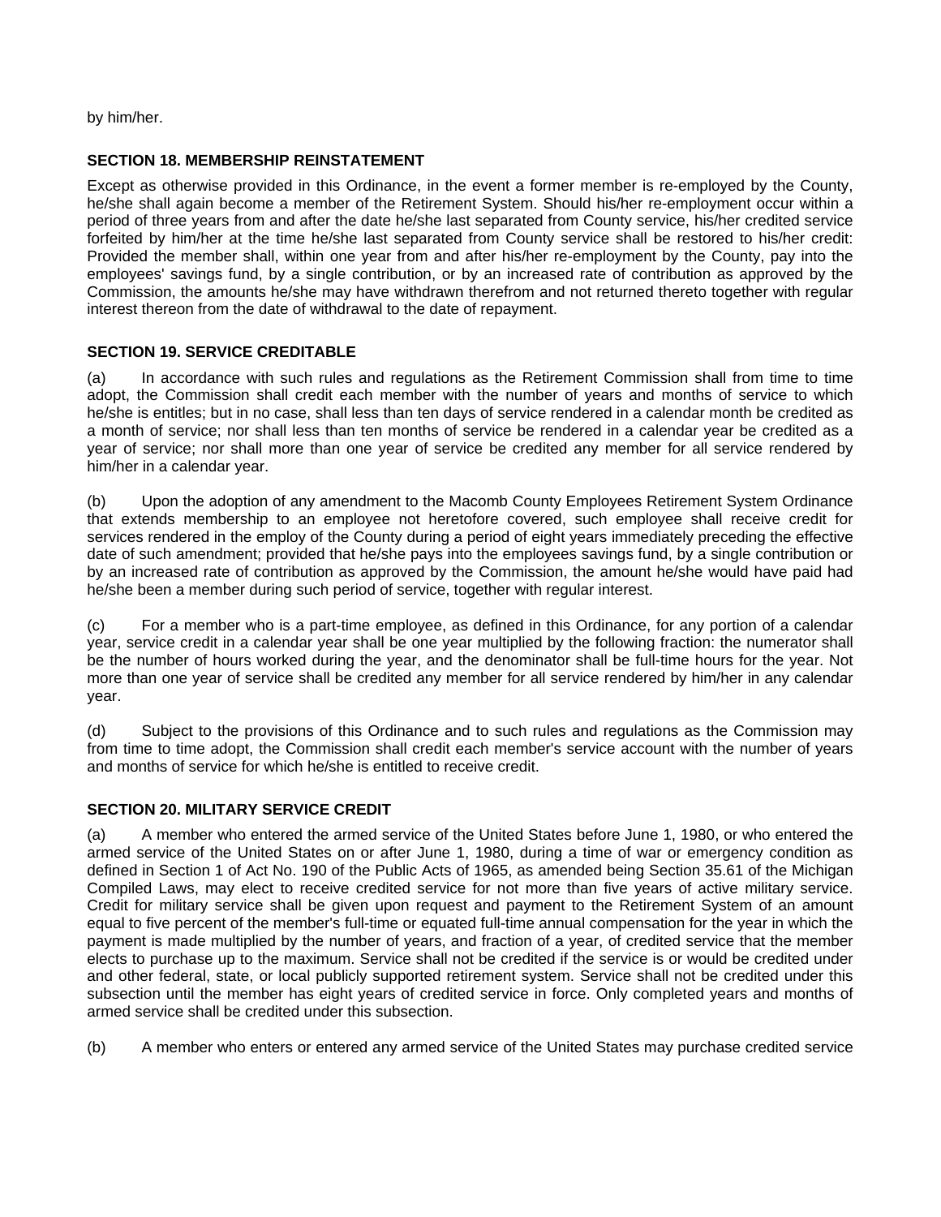by him/her.

## SECTION 18. MEMBERSHIP REINSTATEMENT

Except as otherwise provided in this Ordinance, in the event a former member is re-employed by the County, he/she shall again become a member of the Retirement System. Should his/her re-employment occur within a period of three years from and after the date he/she last separated from County service, his/her credited service forfeited by him/her at the time he/she last separated from County service shall be restored to his/her credit: Provided the member shall, within one year from and after his/her re-employment by the County, pay into the employees' savings fund, by a single contribution, or by an increased rate of contribution as approved by the Commission, the amounts he/she may have withdrawn therefrom and not returned thereto together with regular interest thereon from the date of withdrawal to the date of repayment.

## SECTION 19. SERVICE CREDITABLE

(a) In accordance with such rules and regulations as the Retirement Commission shall from time to time adopt, the Commission shall credit each member with the number of years and months of service to which he/she is entitles; but in no case, shall less than ten days of service rendered in a calendar month be credited as a month of service; nor shall less than ten months of service be rendered in a calendar year be credited as a year of service; nor shall more than one year of service be credited any member for all service rendered by him/her in a calendar year.

(b) Upon the adoption of any amendment to the Macomb County Employees Retirement System Ordinance that extends membership to an employee not heretofore covered, such employee shall receive credit for services rendered in the employ of the County during a period of eight years immediately preceding the effective date of such amendment; provided that he/she pays into the employees savings fund, by a single contribution or by an increased rate of contribution as approved by the Commission, the amount he/she would have paid had he/she been a member during such period of service, together with regular interest.

(c) For a member who is a part-time employee, as defined in this Ordinance, for any portion of a calendar year, service credit in a calendar year shall be one year multiplied by the following fraction: the numerator shall be the number of hours worked during the year, and the denominator shall be full-time hours for the year. Not more than one year of service shall be credited any member for all service rendered by him/her in any calendar year.

(d) Subject to the provisions of this Ordinance and to such rules and regulations as the Commission may from time to time adopt, the Commission shall credit each member's service account with the number of years and months of service for which he/she is entitled to receive credit.

## SECTION 20. MILITARY SERVICE CREDIT

(a) A member who entered the armed service of the United States before June 1, 1980, or who entered the armed service of the United States on or after June 1, 1980, during a time of war or emergency condition as defined in Section 1 of Act No. 190 of the Public Acts of 1965, as amended being Section 35.61 of the Michigan Compiled Laws, may elect to receive credited service for not more than five years of active military service. Credit for military service shall be given upon request and payment to the Retirement System of an amount equal to five percent of the member's full-time or equated full-time annual compensation for the year in which the payment is made multiplied by the number of years, and fraction of a year, of credited service that the member elects to purchase up to the maximum. Service shall not be credited if the service is or would be credited under and other federal, state, or local publicly supported retirement system. Service shall not be credited under this subsection until the member has eight years of credited service in force. Only completed years and months of armed service shall be credited under this subsection.

(b) A member who enters or entered any armed service of the United States may purchase credited service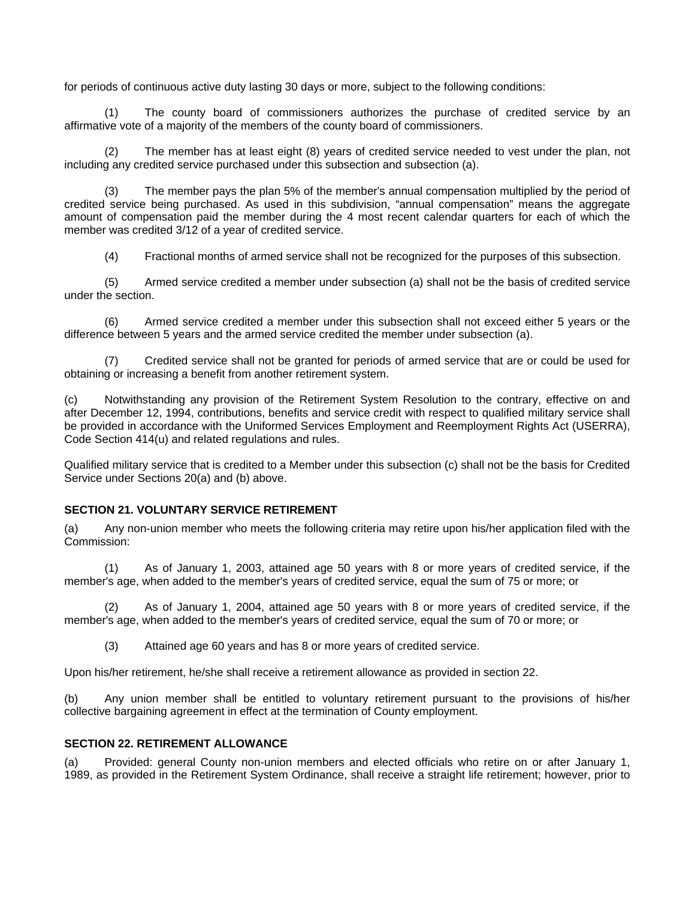for periods of continuous active duty lasting 30 days or more, subject to the following conditions:

(1) The county board of commissioners authorizes the purchase of credited service by an affirmative vote of a majority of the members of the county board of commissioners.

(2) The member has at least eight (8) years of credited service needed to vest under the plan, not including any credited service purchased under this subsection and subsection (a).

(3) The member pays the plan 5% of the member's annual compensation multiplied by the period of credited service being purchased. As used in this subdivision, "annual compensation" means the aggregate amount of compensation paid the member during the 4 most recent calendar quarters for each of which the member was credited 3/12 of a year of credited service.

(4) Fractional months of armed service shall not be recognized for the purposes of this subsection.

(5) Armed service credited a member under subsection (a) shall not be the basis of credited service under the section.

(6) Armed service credited a member under this subsection shall not exceed either 5 years or the difference between 5 years and the armed service credited the member under subsection (a).

(7) Credited service shall not be granted for periods of armed service that are or could be used for obtaining or increasing a benefit from another retirement system.

(c) Notwithstanding any provision of the Retirement System Resolution to the contrary, effective on and after December 12, 1994, contributions, benefits and service credit with respect to qualified military service shall be provided in accordance with the Uniformed Services Employment and Reemployment Rights Act (USERRA), Code Section 414(u) and related regulations and rules.

Qualified military service that is credited to a Member under this subsection (c) shall not be the basis for Credited Service under Sections 20(a) and (b) above.

**SECTION 21. VOLUNTARY SERVICE RETIREMENT**

(a) Any non-union member who meets the following criteria may retire upon his/her application filed with the Commission:

(1) As of January 1, 2003, attained age 50 years with 8 or more years of credited service, if the member's age, when added to the member's years of credited service, equal the sum of 75 or more; or

(2) As of January 1, 2004, attained age 50 years with 8 or more years of credited service, if the member's age, when added to the member's years of credited service, equal the sum of 70 or more; or

(3) Attained age 60 years and has 8 or more years of credited service.

Upon his/her retirement, he/she shall receive a retirement allowance as provided in section 22.

(b) Any union member shall be entitled to voluntary retirement pursuant to the provisions of his/her collective bargaining agreement in effect at the termination of County employment.

**SECTION 22. RETIREMENT ALLOWANCE**

(a) Provided: general County non-union members and elected officials who retire on or after January 1, 1989, as provided in the Retirement System Ordinance, shall receive a straight life retirement; however, prior to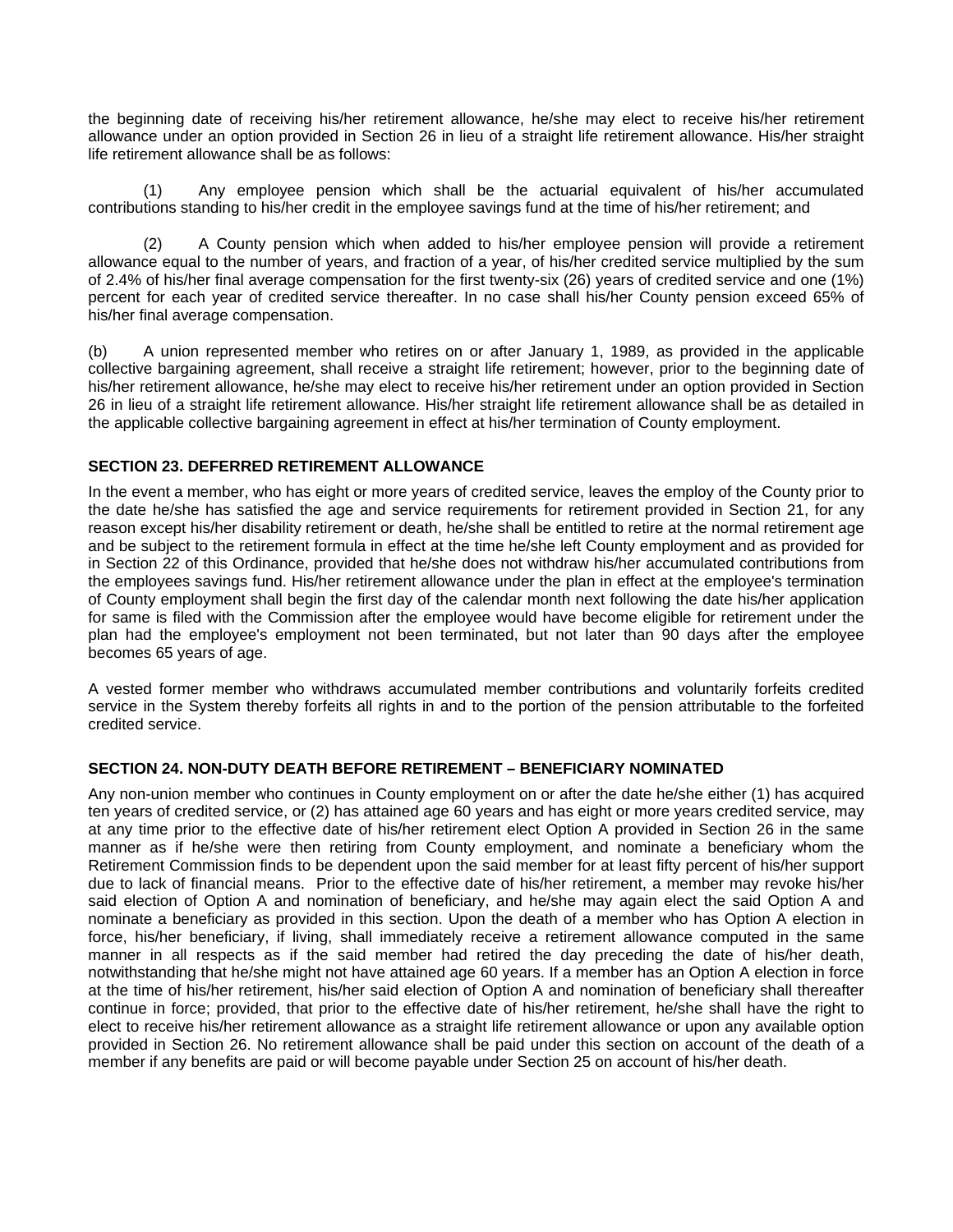the beginning date of receiving his/her retirement allowance, he/she may elect to receive his/her retirement allowance under an option provided in Section 26 in lieu of a straight life retirement allowance. His/her straight life retirement allowance shall be as follows:

(1) Any employee pension which shall be the actuarial equivalent of his/her accumulated contributions standing to his/her credit in the employee savings fund at the time of his/her retirement; and

(2) A County pension which when added to his/her employee pension will provide a retirement allowance equal to the number of years, and fraction of a year, of his/her credited service multiplied by the sum of 2.4% of his/her final average compensation for the first twenty-six (26) years of credited service and one (1%) percent for each year of credited service thereafter. In no case shall his/her County pension exceed 65% of his/her final average compensation.

(b) A union represented member who retires on or after January 1, 1989, as provided in the applicable collective bargaining agreement, shall receive a straight life retirement; however, prior to the beginning date of his/her retirement allowance, he/she may elect to receive his/her retirement under an option provided in Section 26 in lieu of a straight life retirement allowance. His/her straight life retirement allowance shall be as detailed in the applicable collective bargaining agreement in effect at his/her termination of County employment.

### SECTION 23. DEFERRED RETIREMENT ALLOWANCE

In the event a member, who has eight or more years of credited service, leaves the employ of the County prior to the date he/she has satisfied the age and service requirements for retirement provided in Section 21, for any reason except his/her disability retirement or death, he/she shall be entitled to retire at the normal retirement age and be subject to the retirement formula in effect at the time he/she left County employment and as provided for in Section 22 of this Ordinance, provided that he/she does not withdraw his/her accumulated contributions from the employees savings fund. His/her retirement allowance under the plan in effect at the employee's termination of County employment shall begin the first day of the calendar month next following the date his/her application for same is filed with the Commission after the employee would have become eligible for retirement under the plan had the employee's employment not been terminated, but not later than 90 days after the employee becomes 65 years of age.

A vested former member who withdraws accumulated member contributions and voluntarily forfeits credited service in the System thereby forfeits all rights in and to the portion of the pension attributable to the forfeited credited service.

### SECTION 24. NON-DUTY DEATH BEFORE RETIREMENT – BENEFICIARY NOMINATED

Any non-union member who continues in County employment on or after the date he/she either (1) has acquired ten years of credited service, or (2) has attained age 60 years and has eight or more years credited service, may at any time prior to the effective date of his/her retirement elect Option A provided in Section 26 in the same manner as if he/she were then retiring from County employment, and nominate a beneficiary whom the Retirement Commission finds to be dependent upon the said member for at least fifty percent of his/her support due to lack of financial means. Prior to the effective date of his/her retirement, a member may revoke his/her said election of Option A and nomination of beneficiary, and he/she may again elect the said Option A and nominate a beneficiary as provided in this section. Upon the death of a member who has Option A election in force, his/her beneficiary, if living, shall immediately receive a retirement allowance computed in the same manner in all respects as if the said member had retired the day preceding the date of his/her death, notwithstanding that he/she might not have attained age 60 years. If a member has an Option A election in force at the time of his/her retirement, his/her said election of Option A and nomination of beneficiary shall thereafter continue in force; provided, that prior to the effective date of his/her retirement, he/she shall have the right to elect to receive his/her retirement allowance as a straight life retirement allowance or upon any available option provided in Section 26. No retirement allowance shall be paid under this section on account of the death of a member if any benefits are paid or will become payable under Section 25 on account of his/her death.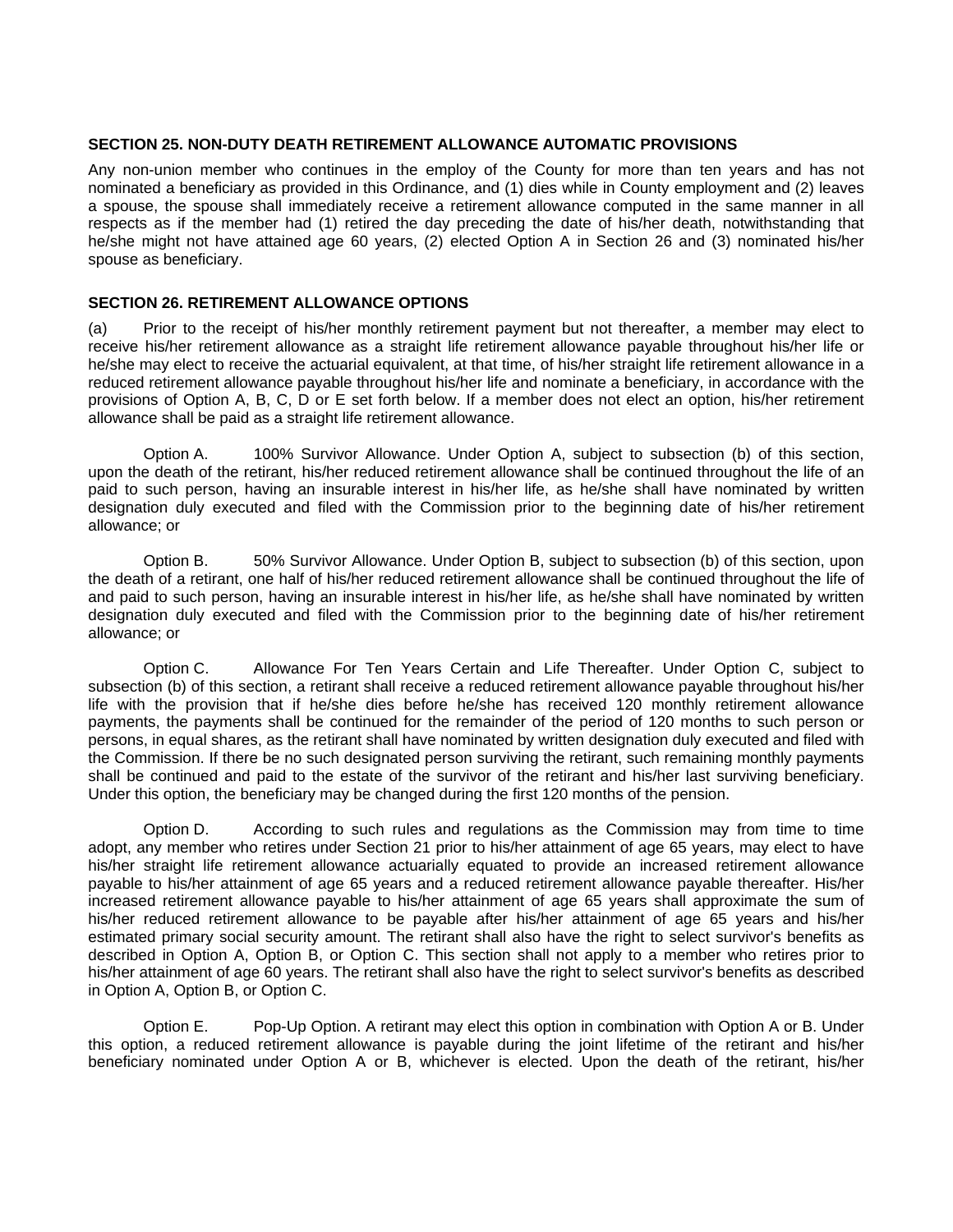### SECTION 25. NON-DUTY DEATH RETIREMENT ALLOWANCE AUTOMATIC PROVISIONS

Any non-union member who continues in the employ of the County for more than ten years and has not nominated a beneficiary as provided in this Ordinance, and (1) dies while in County employment and (2) leaves a spouse, the spouse shall immediately receive a retirement allowance computed in the same manner in all respects as if the member had (1) retired the day preceding the date of his/her death, notwithstanding that he/she might not have attained age 60 years, (2) elected Option A in Section 26 and (3) nominated his/her spouse as beneficiary.

### SECTION 26. RETIREMENT ALLOWANCE OPTIONS

(a) Prior to the receipt of his/her monthly retirement payment but not thereafter, a member may elect to receive his/her retirement allowance as a straight life retirement allowance payable throughout his/her life or he/she may elect to receive the actuarial equivalent, at that time, of his/her straight life retirement allowance in a reduced retirement allowance payable throughout his/her life and nominate a beneficiary, in accordance with the provisions of Option A, B, C, D or E set forth below. If a member does not elect an option, his/her retirement allowance shall be paid as a straight life retirement allowance.

Option A. 100% Survivor Allowance. Under Option A, subject to subsection (b) of this section, upon the death of the retirant, his/her reduced retirement allowance shall be continued throughout the life of an paid to such person, having an insurable interest in his/her life, as he/she shall have nominated by written designation duly executed and filed with the Commission prior to the beginning date of his/her retirement allowance; or

Option B. 50% Survivor Allowance. Under Option B, subject to subsection (b) of this section, upon the death of a retirant, one half of his/her reduced retirement allowance shall be continued throughout the life of and paid to such person, having an insurable interest in his/her life, as he/she shall have nominated by written designation duly executed and filed with the Commission prior to the beginning date of his/her retirement allowance; or

Option C. Allowance For Ten Years Certain and Life Thereafter. Under Option C, subject to subsection (b) of this section, a retirant shall receive a reduced retirement allowance payable throughout his/her life with the provision that if he/she dies before he/she has received 120 monthly retirement allowance payments, the payments shall be continued for the remainder of the period of 120 months to such person or persons, in equal shares, as the retirant shall have nominated by written designation duly executed and filed with the Commission. If there be no such designated person surviving the retirant, such remaining monthly payments shall be continued and paid to the estate of the survivor of the retirant and his/her last surviving beneficiary. Under this option, the beneficiary may be changed during the first 120 months of the pension.

Option D. According to such rules and regulations as the Commission may from time to time adopt, any member who retires under Section 21 prior to his/her attainment of age 65 years, may elect to have his/her straight life retirement allowance actuarially equated to provide an increased retirement allowance payable to his/her attainment of age 65 years and a reduced retirement allowance payable thereafter. His/her increased retirement allowance payable to his/her attainment of age 65 years shall approximate the sum of his/her reduced retirement allowance to be payable after his/her attainment of age 65 years and his/her estimated primary social security amount. The retirant shall also have the right to select survivor's benefits as described in Option A, Option B, or Option C. This section shall not apply to a member who retires prior to his/her attainment of age 60 years. The retirant shall also have the right to select survivor's benefits as described in Option A, Option B, or Option C.

Option E. Pop-Up Option. A retirant may elect this option in combination with Option A or B. Under this option, a reduced retirement allowance is payable during the joint lifetime of the retirant and his/her beneficiary nominated under Option A or B, whichever is elected. Upon the death of the retirant, his/her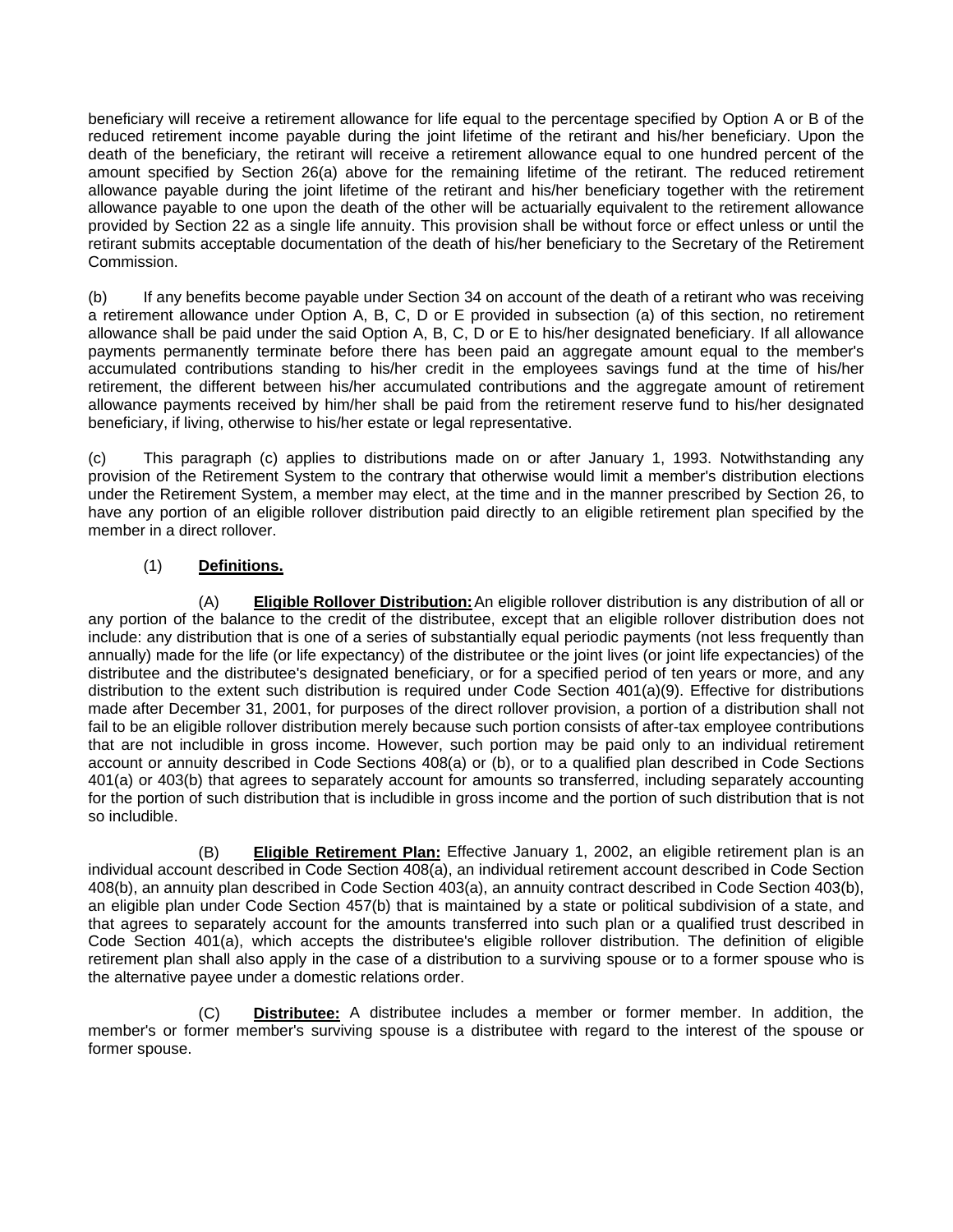beneficiary will receive a retirement allowance for life equal to the percentage specified by Option A or B of the reduced retirement income payable during the joint lifetime of the retirant and his/her beneficiary. Upon the death of the beneficiary, the retirant will receive a retirement allowance equal to one hundred percent of the amount specified by Section 26(a) above for the remaining lifetime of the retirant. The reduced retirement allowance payable during the joint lifetime of the retirant and his/her beneficiary together with the retirement allowance payable to one upon the death of the other will be actuarially equivalent to the retirement allowance provided by Section 22 as a single life annuity. This provision shall be without force or effect unless or until the retirant submits acceptable documentation of the death of his/her beneficiary to the Secretary of the Retirement Commission.

(b) If any benefits become payable under Section 34 on account of the death of a retirant who was receiving a retirement allowance under Option A, B, C, D or E provided in subsection (a) of this section, no retirement allowance shall be paid under the said Option A, B, C, D or E to his/her designated beneficiary. If all allowance payments permanently terminate before there has been paid an aggregate amount equal to the member's accumulated contributions standing to his/her credit in the employees savings fund at the time of his/her retirement, the different between his/her accumulated contributions and the aggregate amount of retirement allowance payments received by him/her shall be paid from the retirement reserve fund to his/her designated beneficiary, if living, otherwise to his/her estate or legal representative.

(c) This paragraph (c) applies to distributions made on or after January 1, 1993. Notwithstanding any provision of the Retirement System to the contrary that otherwise would limit a member's distribution elections under the Retirement System, a member may elect, at the time and in the manner prescribed by Section 26, to have any portion of an eligible rollover distribution paid directly to an eligible retirement plan specified by the member in a direct rollover.

(1) **Definitions.**

(A) **Eligible Rollover Distribution:** An eligible rollover distribution is any distribution of all or any portion of the balance to the credit of the distributee, except that an eligible rollover distribution does not include: any distribution that is one of a series of substantially equal periodic payments (not less frequently than annually) made for the life (or life expectancy) of the distributee or the joint lives (or joint life expectancies) of the distributee and the distributee's designated beneficiary, or for a specified period of ten years or more, and any distribution to the extent such distribution is required under Code Section 401(a)(9). Effective for distributions made after December 31, 2001, for purposes of the direct rollover provision, a portion of a distribution shall not fail to be an eligible rollover distribution merely because such portion consists of after-tax employee contributions that are not includible in gross income. However, such portion may be paid only to an individual retirement account or annuity described in Code Sections 408(a) or (b), or to a qualified plan described in Code Sections 401(a) or 403(b) that agrees to separately account for amounts so transferred, including separately accounting for the portion of such distribution that is includible in gross income and the portion of such distribution that is not so includible.

(B) **Eligible Retirement Plan:** Effective January 1, 2002, an eligible retirement plan is an individual account described in Code Section 408(a), an individual retirement account described in Code Section 408(b), an annuity plan described in Code Section 403(a), an annuity contract described in Code Section 403(b), an eligible plan under Code Section 457(b) that is maintained by a state or political subdivision of a state, and that agrees to separately account for the amounts transferred into such plan or a qualified trust described in Code Section 401(a), which accepts the distributee's eligible rollover distribution. The definition of eligible retirement plan shall also apply in the case of a distribution to a surviving spouse or to a former spouse who is the alternative payee under a domestic relations order.

(C) **Distributee:** A distributee includes a member or former member. In addition, the member's or former member's surviving spouse is a distributee with regard to the interest of the spouse or former spouse.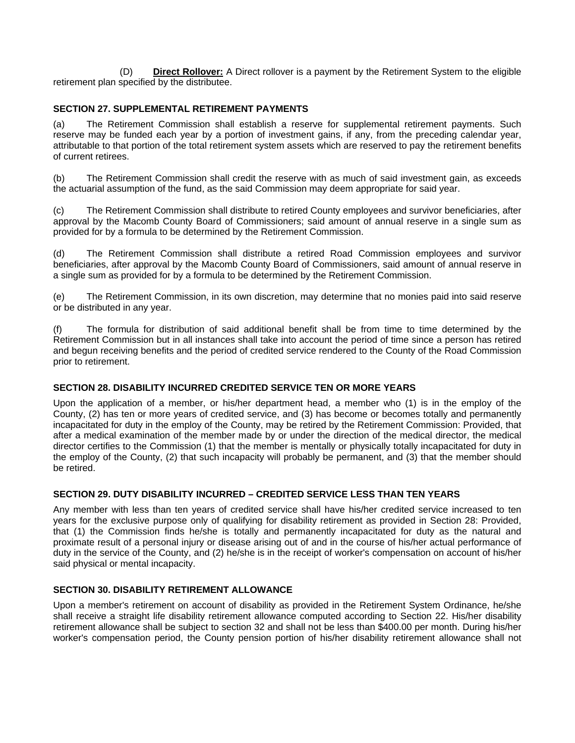(D) **Direct Rollover:** A Direct rollover is a payment by the Retirement System to the eligible retirement plan specified by the distributee.

**SECTION 27. SUPPLEMENTAL RETIREMENT PAYMENTS**

(a) The Retirement Commission shall establish a reserve for supplemental retirement payments. Such reserve may be funded each year by a portion of investment gains, if any, from the preceding calendar year, attributable to that portion of the total retirement system assets which are reserved to pay the retirement benefits of current retirees.

(b) The Retirement Commission shall credit the reserve with as much of said investment gain, as exceeds the actuarial assumption of the fund, as the said Commission may deem appropriate for said year.

(c) The Retirement Commission shall distribute to retired County employees and survivor beneficiaries, after approval by the Macomb County Board of Commissioners; said amount of annual reserve in a single sum as provided for by a formula to be determined by the Retirement Commission.

(d) The Retirement Commission shall distribute a retired Road Commission employees and survivor beneficiaries, after approval by the Macomb County Board of Commissioners, said amount of annual reserve in a single sum as provided for by a formula to be determined by the Retirement Commission.

(e) The Retirement Commission, in its own discretion, may determine that no monies paid into said reserve or be distributed in any year.

(f) The formula for distribution of said additional benefit shall be from time to time determined by the Retirement Commission but in all instances shall take into account the period of time since a person has retired and begun receiving benefits and the period of credited service rendered to the County of the Road Commission prior to retirement.

**SECTION 28. DISABILITY INCURRED CREDITED SERVICE TEN OR MORE YEARS**

Upon the application of a member, or his/her department head, a member who (1) is in the employ of the County, (2) has ten or more years of credited service, and (3) has become or becomes totally and permanently incapacitated for duty in the employ of the County, may be retired by the Retirement Commission: Provided, that after a medical examination of the member made by or under the direction of the medical director, the medical director certifies to the Commission (1) that the member is mentally or physically totally incapacitated for duty in the employ of the County, (2) that such incapacity will probably be permanent, and (3) that the member should be retired.

**SECTION 29. DUTY DISABILITY INCURRED – CREDITED SERVICE LESS THAN TEN YEARS**

Any member with less than ten years of credited service shall have his/her credited service increased to ten years for the exclusive purpose only of qualifying for disability retirement as provided in Section 28: Provided, that (1) the Commission finds he/she is totally and permanently incapacitated for duty as the natural and proximate result of a personal injury or disease arising out of and in the course of his/her actual performance of duty in the service of the County, and (2) he/she is in the receipt of worker's compensation on account of his/her said physical or mental incapacity.

**SECTION 30. DISABILITY RETIREMENT ALLOWANCE**

Upon a member's retirement on account of disability as provided in the Retirement System Ordinance, he/she shall receive a straight life disability retirement allowance computed according to Section 22. His/her disability retirement allowance shall be subject to section 32 and shall not be less than $400.00 per month. During his/her worker's compensation period, the County pension portion of his/her disability retirement allowance shall not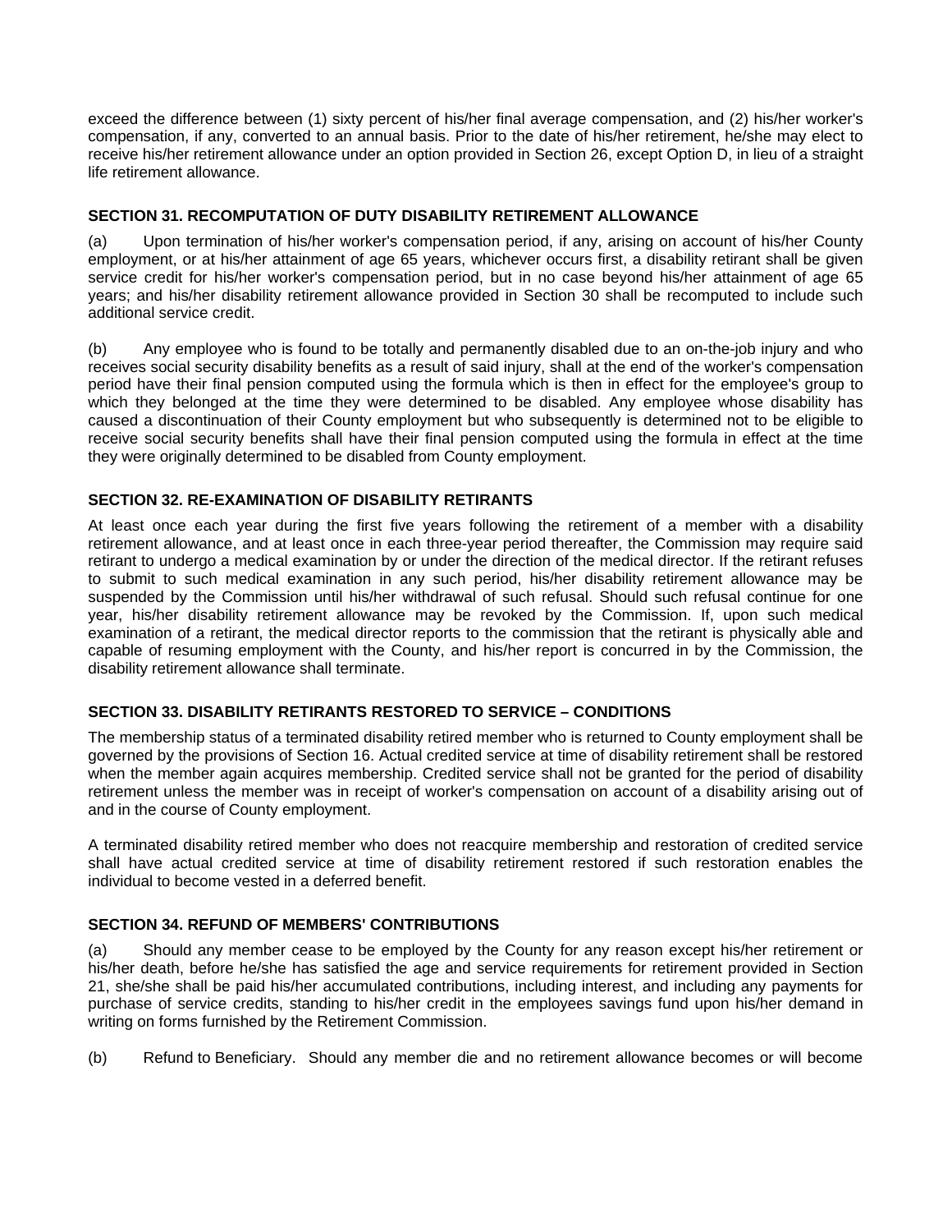exceed the difference between (1) sixty percent of his/her final average compensation, and (2) his/her worker's compensation, if any, converted to an annual basis. Prior to the date of his/her retirement, he/she may elect to receive his/her retirement allowance under an option provided in Section 26, except Option D, in lieu of a straight life retirement allowance.

### SECTION 31. RECOMPUTATION OF DUTY DISABILITY RETIREMENT ALLOWANCE

(a) Upon termination of his/her worker's compensation period, if any, arising on account of his/her County employment, or at his/her attainment of age 65 years, whichever occurs first, a disability retirant shall be given service credit for his/her worker's compensation period, but in no case beyond his/her attainment of age 65 years; and his/her disability retirement allowance provided in Section 30 shall be recomputed to include such additional service credit.

(b) Any employee who is found to be totally and permanently disabled due to an on-the-job injury and who receives social security disability benefits as a result of said injury, shall at the end of the worker's compensation period have their final pension computed using the formula which is then in effect for the employee's group to which they belonged at the time they were determined to be disabled. Any employee whose disability has caused a discontinuation of their County employment but who subsequently is determined not to be eligible to receive social security benefits shall have their final pension computed using the formula in effect at the time they were originally determined to be disabled from County employment.

### SECTION 32. RE-EXAMINATION OF DISABILITY RETIRANTS

At least once each year during the first five years following the retirement of a member with a disability retirement allowance, and at least once in each three-year period thereafter, the Commission may require said retirant to undergo a medical examination by or under the direction of the medical director. If the retirant refuses to submit to such medical examination in any such period, his/her disability retirement allowance may be suspended by the Commission until his/her withdrawal of such refusal. Should such refusal continue for one year, his/her disability retirement allowance may be revoked by the Commission. If, upon such medical examination of a retirant, the medical director reports to the commission that the retirant is physically able and capable of resuming employment with the County, and his/her report is concurred in by the Commission, the disability retirement allowance shall terminate.

### SECTION 33. DISABILITY RETIRANTS RESTORED TO SERVICE – CONDITIONS

The membership status of a terminated disability retired member who is returned to County employment shall be governed by the provisions of Section 16. Actual credited service at time of disability retirement shall be restored when the member again acquires membership. Credited service shall not be granted for the period of disability retirement unless the member was in receipt of worker's compensation on account of a disability arising out of and in the course of County employment.

A terminated disability retired member who does not reacquire membership and restoration of credited service shall have actual credited service at time of disability retirement restored if such restoration enables the individual to become vested in a deferred benefit.

### SECTION 34. REFUND OF MEMBERS' CONTRIBUTIONS

(a) Should any member cease to be employed by the County for any reason except his/her retirement or his/her death, before he/she has satisfied the age and service requirements for retirement provided in Section 21, she/she shall be paid his/her accumulated contributions, including interest, and including any payments for purchase of service credits, standing to his/her credit in the employees savings fund upon his/her demand in writing on forms furnished by the Retirement Commission.

(b) Refund to Beneficiary. Should any member die and no retirement allowance becomes or will become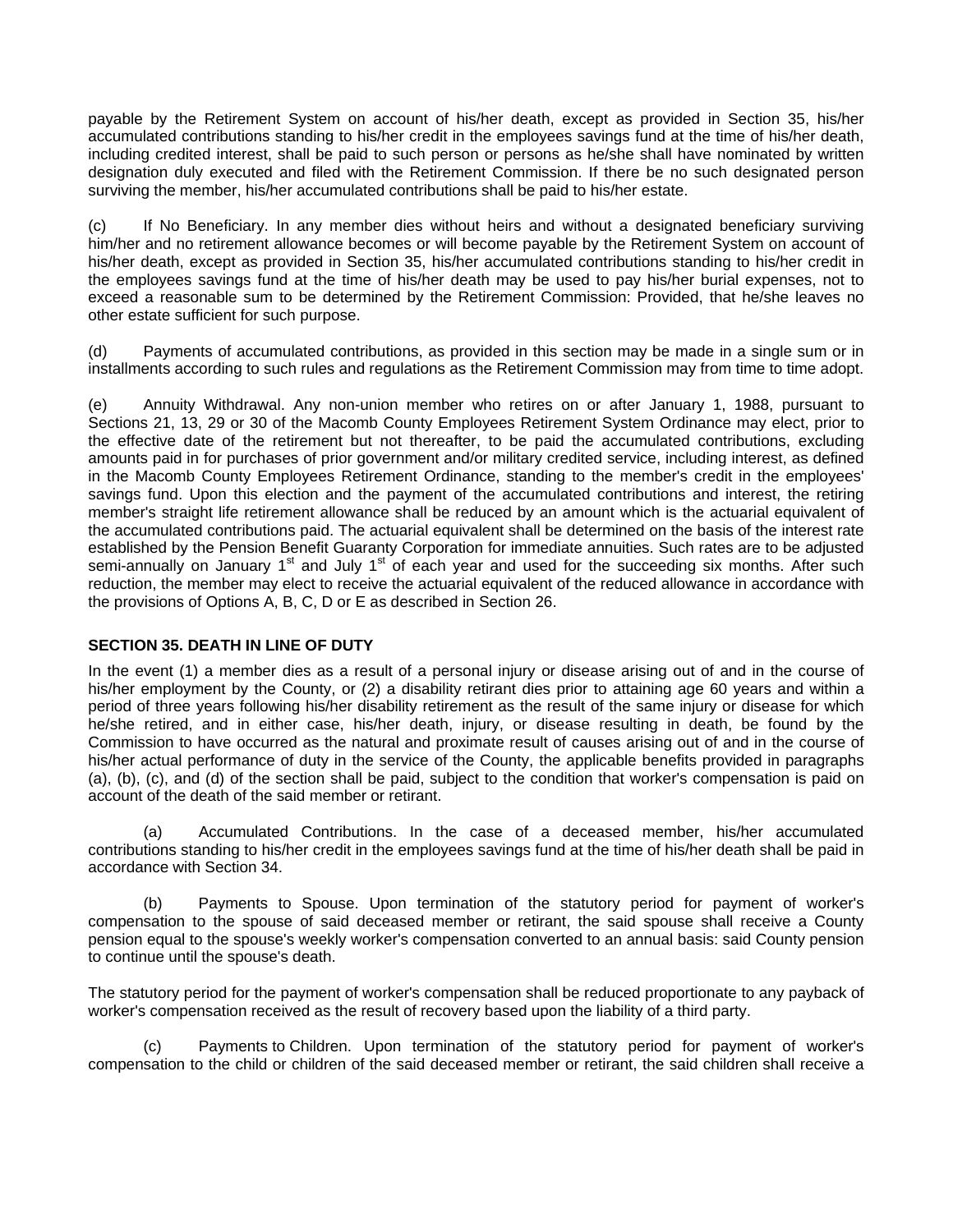payable by the Retirement System on account of his/her death, except as provided in Section 35, his/her accumulated contributions standing to his/her credit in the employees savings fund at the time of his/her death, including credited interest, shall be paid to such person or persons as he/she shall have nominated by written designation duly executed and filed with the Retirement Commission. If there be no such designated person surviving the member, his/her accumulated contributions shall be paid to his/her estate.

(c) If No Beneficiary. In any member dies without heirs and without a designated beneficiary surviving him/her and no retirement allowance becomes or will become payable by the Retirement System on account of his/her death, except as provided in Section 35, his/her accumulated contributions standing to his/her credit in the employees savings fund at the time of his/her death may be used to pay his/her burial expenses, not to exceed a reasonable sum to be determined by the Retirement Commission: Provided, that he/she leaves no other estate sufficient for such purpose.

(d) Payments of accumulated contributions, as provided in this section may be made in a single sum or in installments according to such rules and regulations as the Retirement Commission may from time to time adopt.

(e) Annuity Withdrawal. Any non-union member who retires on or after January 1, 1988, pursuant to Sections 21, 13, 29 or 30 of the Macomb County Employees Retirement System Ordinance may elect, prior to the effective date of the retirement but not thereafter, to be paid the accumulated contributions, excluding amounts paid in for purchases of prior government and/or military credited service, including interest, as defined in the Macomb County Employees Retirement Ordinance, standing to the member's credit in the employees' savings fund. Upon this election and the payment of the accumulated contributions and interest, the retiring member's straight life retirement allowance shall be reduced by an amount which is the actuarial equivalent of the accumulated contributions paid. The actuarial equivalent shall be determined on the basis of the interest rate established by the Pension Benefit Guaranty Corporation for immediate annuities. Such rates are to be adjusted semi-annually on January 1st and July 1st of each year and used for the succeeding six months. After such reduction, the member may elect to receive the actuarial equivalent of the reduced allowance in accordance with the provisions of Options A, B, C, D or E as described in Section 26.

**SECTION 35. DEATH IN LINE OF DUTY**

In the event (1) a member dies as a result of a personal injury or disease arising out of and in the course of his/her employment by the County, or (2) a disability retirant dies prior to attaining age 60 years and within a period of three years following his/her disability retirement as the result of the same injury or disease for which he/she retired, and in either case, his/her death, injury, or disease resulting in death, be found by the Commission to have occurred as the natural and proximate result of causes arising out of and in the course of his/her actual performance of duty in the service of the County, the applicable benefits provided in paragraphs (a), (b), (c), and (d) of the section shall be paid, subject to the condition that worker's compensation is paid on account of the death of the said member or retirant.

(a) Accumulated Contributions. In the case of a deceased member, his/her accumulated contributions standing to his/her credit in the employees savings fund at the time of his/her death shall be paid in accordance with Section 34.

(b) Payments to Spouse. Upon termination of the statutory period for payment of worker's compensation to the spouse of said deceased member or retirant, the said spouse shall receive a County pension equal to the spouse's weekly worker's compensation converted to an annual basis: said County pension to continue until the spouse's death.

The statutory period for the payment of worker's compensation shall be reduced proportionate to any payback of worker's compensation received as the result of recovery based upon the liability of a third party.

(c) Payments to Children. Upon termination of the statutory period for payment of worker's compensation to the child or children of the said deceased member or retirant, the said children shall receive a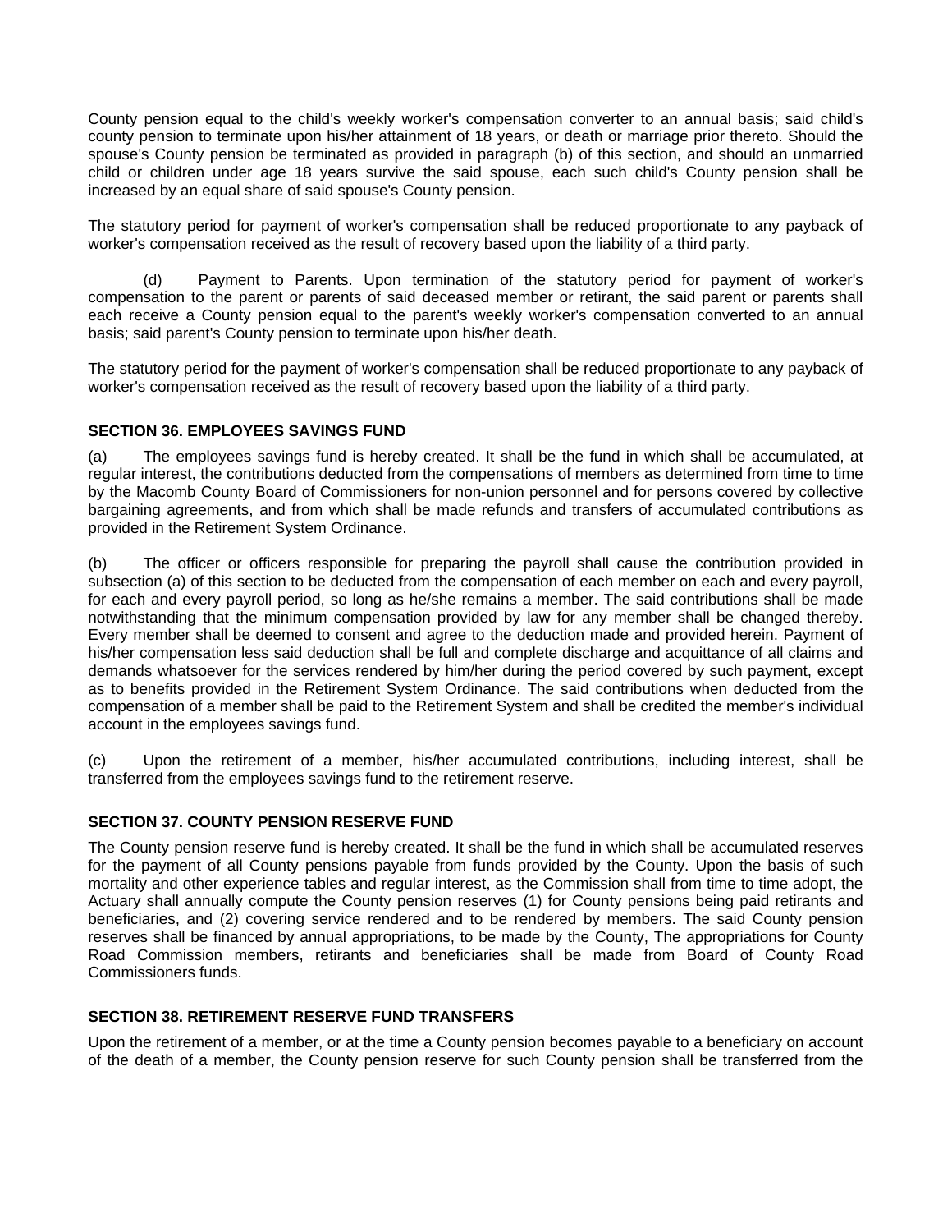County pension equal to the child's weekly worker's compensation converter to an annual basis; said child's county pension to terminate upon his/her attainment of 18 years, or death or marriage prior thereto. Should the spouse's County pension be terminated as provided in paragraph (b) of this section, and should an unmarried child or children under age 18 years survive the said spouse, each such child's County pension shall be increased by an equal share of said spouse's County pension.

The statutory period for payment of worker's compensation shall be reduced proportionate to any payback of worker's compensation received as the result of recovery based upon the liability of a third party.

(d) Payment to Parents. Upon termination of the statutory period for payment of worker's compensation to the parent or parents of said deceased member or retirant, the said parent or parents shall each receive a County pension equal to the parent's weekly worker's compensation converted to an annual basis; said parent's County pension to terminate upon his/her death.

The statutory period for the payment of worker's compensation shall be reduced proportionate to any payback of worker's compensation received as the result of recovery based upon the liability of a third party.

**SECTION 36. EMPLOYEES SAVINGS FUND**

(a) The employees savings fund is hereby created. It shall be the fund in which shall be accumulated, at regular interest, the contributions deducted from the compensations of members as determined from time to time by the Macomb County Board of Commissioners for non-union personnel and for persons covered by collective bargaining agreements, and from which shall be made refunds and transfers of accumulated contributions as provided in the Retirement System Ordinance.

(b) The officer or officers responsible for preparing the payroll shall cause the contribution provided in subsection (a) of this section to be deducted from the compensation of each member on each and every payroll, for each and every payroll period, so long as he/she remains a member. The said contributions shall be made notwithstanding that the minimum compensation provided by law for any member shall be changed thereby. Every member shall be deemed to consent and agree to the deduction made and provided herein. Payment of his/her compensation less said deduction shall be full and complete discharge and acquittance of all claims and demands whatsoever for the services rendered by him/her during the period covered by such payment, except as to benefits provided in the Retirement System Ordinance. The said contributions when deducted from the compensation of a member shall be paid to the Retirement System and shall be credited the member's individual account in the employees savings fund.

(c) Upon the retirement of a member, his/her accumulated contributions, including interest, shall be transferred from the employees savings fund to the retirement reserve.

**SECTION 37. COUNTY PENSION RESERVE FUND**

The County pension reserve fund is hereby created. It shall be the fund in which shall be accumulated reserves for the payment of all County pensions payable from funds provided by the County. Upon the basis of such mortality and other experience tables and regular interest, as the Commission shall from time to time adopt, the Actuary shall annually compute the County pension reserves (1) for County pensions being paid retirants and beneficiaries, and (2) covering service rendered and to be rendered by members. The said County pension reserves shall be financed by annual appropriations, to be made by the County, The appropriations for County Road Commission members, retirants and beneficiaries shall be made from Board of County Road Commissioners funds.

**SECTION 38. RETIREMENT RESERVE FUND TRANSFERS**

Upon the retirement of a member, or at the time a County pension becomes payable to a beneficiary on account of the death of a member, the County pension reserve for such County pension shall be transferred from the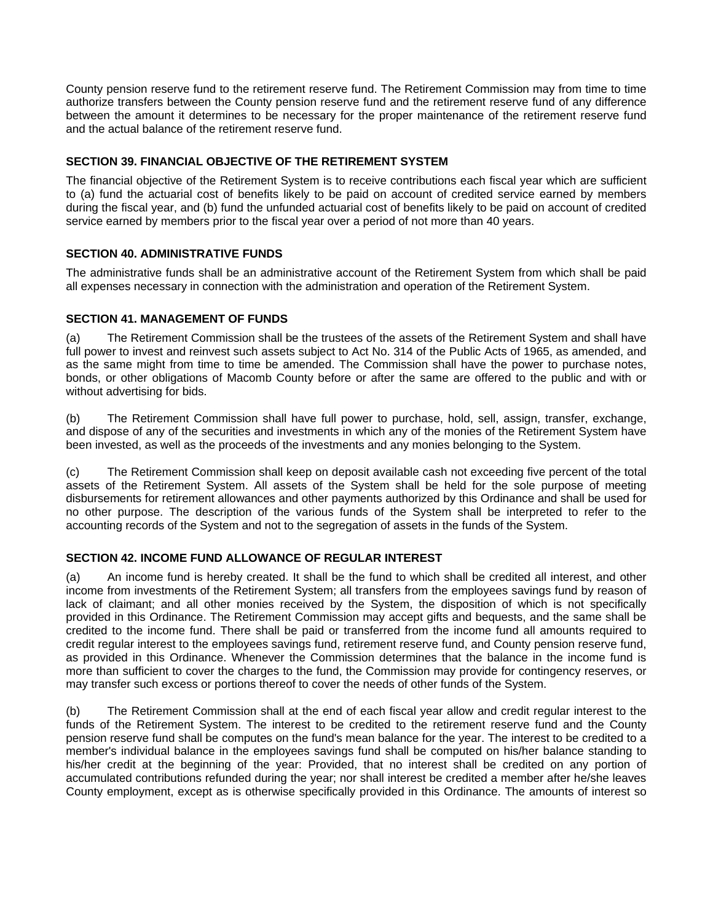County pension reserve fund to the retirement reserve fund. The Retirement Commission may from time to time authorize transfers between the County pension reserve fund and the retirement reserve fund of any difference between the amount it determines to be necessary for the proper maintenance of the retirement reserve fund and the actual balance of the retirement reserve fund.

### SECTION 39. FINANCIAL OBJECTIVE OF THE RETIREMENT SYSTEM

The financial objective of the Retirement System is to receive contributions each fiscal year which are sufficient to (a) fund the actuarial cost of benefits likely to be paid on account of credited service earned by members during the fiscal year, and (b) fund the unfunded actuarial cost of benefits likely to be paid on account of credited service earned by members prior to the fiscal year over a period of not more than 40 years.

### SECTION 40. ADMINISTRATIVE FUNDS

The administrative funds shall be an administrative account of the Retirement System from which shall be paid all expenses necessary in connection with the administration and operation of the Retirement System.

### SECTION 41. MANAGEMENT OF FUNDS

(a) The Retirement Commission shall be the trustees of the assets of the Retirement System and shall have full power to invest and reinvest such assets subject to Act No. 314 of the Public Acts of 1965, as amended, and as the same might from time to time be amended. The Commission shall have the power to purchase notes, bonds, or other obligations of Macomb County before or after the same are offered to the public and with or without advertising for bids.

(b) The Retirement Commission shall have full power to purchase, hold, sell, assign, transfer, exchange, and dispose of any of the securities and investments in which any of the monies of the Retirement System have been invested, as well as the proceeds of the investments and any monies belonging to the System.

(c) The Retirement Commission shall keep on deposit available cash not exceeding five percent of the total assets of the Retirement System. All assets of the System shall be held for the sole purpose of meeting disbursements for retirement allowances and other payments authorized by this Ordinance and shall be used for no other purpose. The description of the various funds of the System shall be interpreted to refer to the accounting records of the System and not to the segregation of assets in the funds of the System.

### SECTION 42. INCOME FUND ALLOWANCE OF REGULAR INTEREST

(a) An income fund is hereby created. It shall be the fund to which shall be credited all interest, and other income from investments of the Retirement System; all transfers from the employees savings fund by reason of lack of claimant; and all other monies received by the System, the disposition of which is not specifically provided in this Ordinance. The Retirement Commission may accept gifts and bequests, and the same shall be credited to the income fund. There shall be paid or transferred from the income fund all amounts required to credit regular interest to the employees savings fund, retirement reserve fund, and County pension reserve fund, as provided in this Ordinance. Whenever the Commission determines that the balance in the income fund is more than sufficient to cover the charges to the fund, the Commission may provide for contingency reserves, or may transfer such excess or portions thereof to cover the needs of other funds of the System.

(b) The Retirement Commission shall at the end of each fiscal year allow and credit regular interest to the funds of the Retirement System. The interest to be credited to the retirement reserve fund and the County pension reserve fund shall be computes on the fund's mean balance for the year. The interest to be credited to a member's individual balance in the employees savings fund shall be computed on his/her balance standing to his/her credit at the beginning of the year: Provided, that no interest shall be credited on any portion of accumulated contributions refunded during the year; nor shall interest be credited a member after he/she leaves County employment, except as is otherwise specifically provided in this Ordinance. The amounts of interest so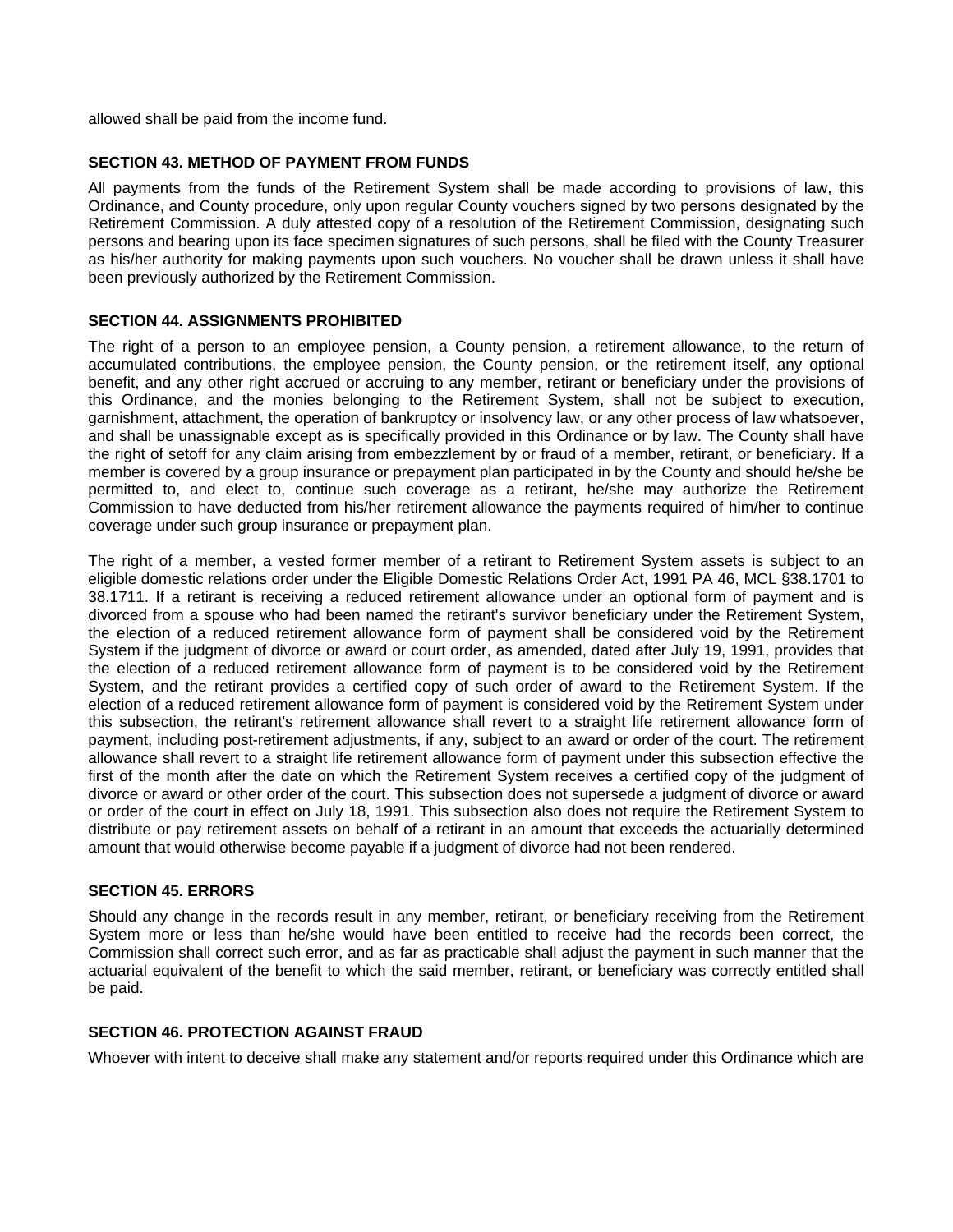allowed shall be paid from the income fund.

### SECTION 43. METHOD OF PAYMENT FROM FUNDS

All payments from the funds of the Retirement System shall be made according to provisions of law, this Ordinance, and County procedure, only upon regular County vouchers signed by two persons designated by the Retirement Commission. A duly attested copy of a resolution of the Retirement Commission, designating such persons and bearing upon its face specimen signatures of such persons, shall be filed with the County Treasurer as his/her authority for making payments upon such vouchers. No voucher shall be drawn unless it shall have been previously authorized by the Retirement Commission.

### SECTION 44. ASSIGNMENTS PROHIBITED

The right of a person to an employee pension, a County pension, a retirement allowance, to the return of accumulated contributions, the employee pension, the County pension, or the retirement itself, any optional benefit, and any other right accrued or accruing to any member, retirant or beneficiary under the provisions of this Ordinance, and the monies belonging to the Retirement System, shall not be subject to execution, garnishment, attachment, the operation of bankruptcy or insolvency law, or any other process of law whatsoever, and shall be unassignable except as is specifically provided in this Ordinance or by law. The County shall have the right of setoff for any claim arising from embezzlement by or fraud of a member, retirant, or beneficiary. If a member is covered by a group insurance or prepayment plan participated in by the County and should he/she be permitted to, and elect to, continue such coverage as a retirant, he/she may authorize the Retirement Commission to have deducted from his/her retirement allowance the payments required of him/her to continue coverage under such group insurance or prepayment plan.

The right of a member, a vested former member of a retirant to Retirement System assets is subject to an eligible domestic relations order under the Eligible Domestic Relations Order Act, 1991 PA 46, MCL §38.1701 to 38.1711. If a retirant is receiving a reduced retirement allowance under an optional form of payment and is divorced from a spouse who had been named the retirant's survivor beneficiary under the Retirement System, the election of a reduced retirement allowance form of payment shall be considered void by the Retirement System if the judgment of divorce or award or court order, as amended, dated after July 19, 1991, provides that the election of a reduced retirement allowance form of payment is to be considered void by the Retirement System, and the retirant provides a certified copy of such order of award to the Retirement System. If the election of a reduced retirement allowance form of payment is considered void by the Retirement System under this subsection, the retirant's retirement allowance shall revert to a straight life retirement allowance form of payment, including post-retirement adjustments, if any, subject to an award or order of the court. The retirement allowance shall revert to a straight life retirement allowance form of payment under this subsection effective the first of the month after the date on which the Retirement System receives a certified copy of the judgment of divorce or award or other order of the court. This subsection does not supersede a judgment of divorce or award or order of the court in effect on July 18, 1991. This subsection also does not require the Retirement System to distribute or pay retirement assets on behalf of a retirant in an amount that exceeds the actuarially determined amount that would otherwise become payable if a judgment of divorce had not been rendered.

### SECTION 45. ERRORS

Should any change in the records result in any member, retirant, or beneficiary receiving from the Retirement System more or less than he/she would have been entitled to receive had the records been correct, the Commission shall correct such error, and as far as practicable shall adjust the payment in such manner that the actuarial equivalent of the benefit to which the said member, retirant, or beneficiary was correctly entitled shall be paid.

### SECTION 46. PROTECTION AGAINST FRAUD

Whoever with intent to deceive shall make any statement and/or reports required under this Ordinance which are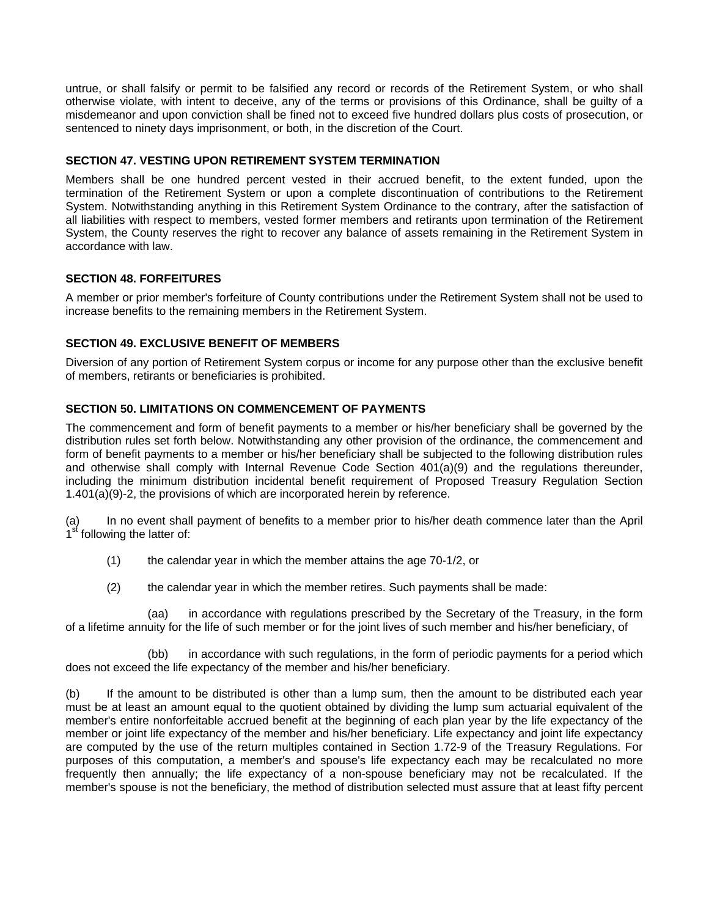untrue, or shall falsify or permit to be falsified any record or records of the Retirement System, or who shall otherwise violate, with intent to deceive, any of the terms or provisions of this Ordinance, shall be guilty of a misdemeanor and upon conviction shall be fined not to exceed five hundred dollars plus costs of prosecution, or sentenced to ninety days imprisonment, or both, in the discretion of the Court.

### SECTION 47. VESTING UPON RETIREMENT SYSTEM TERMINATION

Members shall be one hundred percent vested in their accrued benefit, to the extent funded, upon the termination of the Retirement System or upon a complete discontinuation of contributions to the Retirement System. Notwithstanding anything in this Retirement System Ordinance to the contrary, after the satisfaction of all liabilities with respect to members, vested former members and retirants upon termination of the Retirement System, the County reserves the right to recover any balance of assets remaining in the Retirement System in accordance with law.

### SECTION 48. FORFEITURES

A member or prior member's forfeiture of County contributions under the Retirement System shall not be used to increase benefits to the remaining members in the Retirement System.

### SECTION 49. EXCLUSIVE BENEFIT OF MEMBERS

Diversion of any portion of Retirement System corpus or income for any purpose other than the exclusive benefit of members, retirants or beneficiaries is prohibited.

### SECTION 50. LIMITATIONS ON COMMENCEMENT OF PAYMENTS

The commencement and form of benefit payments to a member or his/her beneficiary shall be governed by the distribution rules set forth below. Notwithstanding any other provision of the ordinance, the commencement and form of benefit payments to a member or his/her beneficiary shall be subjected to the following distribution rules and otherwise shall comply with Internal Revenue Code Section 401(a)(9) and the regulations thereunder, including the minimum distribution incidental benefit requirement of Proposed Treasury Regulation Section 1.401(a)(9)-2, the provisions of which are incorporated herein by reference.

(a) In no event shall payment of benefits to a member prior to his/her death commence later than the April 1st following the latter of:

(1) the calendar year in which the member attains the age 70-1/2, or

(2) the calendar year in which the member retires. Such payments shall be made:

(aa) in accordance with regulations prescribed by the Secretary of the Treasury, in the form of a lifetime annuity for the life of such member or for the joint lives of such member and his/her beneficiary, of

(bb) in accordance with such regulations, in the form of periodic payments for a period which does not exceed the life expectancy of the member and his/her beneficiary.

(b) If the amount to be distributed is other than a lump sum, then the amount to be distributed each year must be at least an amount equal to the quotient obtained by dividing the lump sum actuarial equivalent of the member's entire nonforfeitable accrued benefit at the beginning of each plan year by the life expectancy of the member or joint life expectancy of the member and his/her beneficiary. Life expectancy and joint life expectancy are computed by the use of the return multiples contained in Section 1.72-9 of the Treasury Regulations. For purposes of this computation, a member's and spouse's life expectancy each may be recalculated no more frequently then annually; the life expectancy of a non-spouse beneficiary may not be recalculated. If the member's spouse is not the beneficiary, the method of distribution selected must assure that at least fifty percent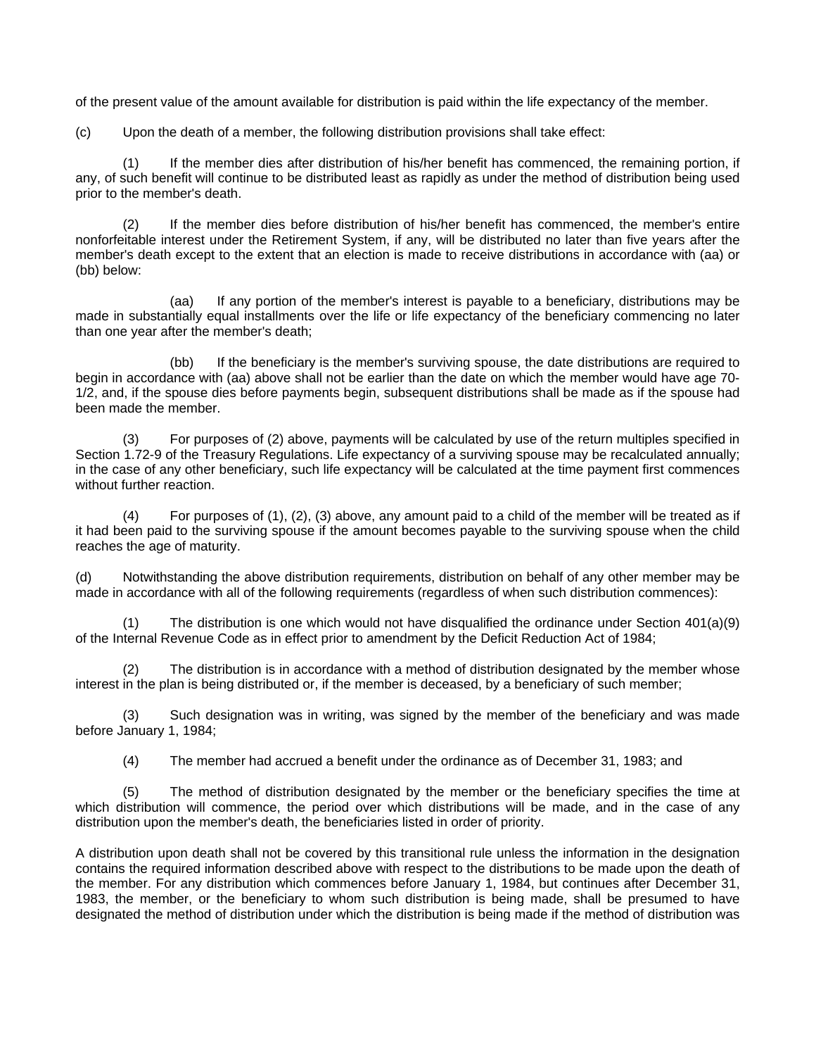of the present value of the amount available for distribution is paid within the life expectancy of the member.

(c) Upon the death of a member, the following distribution provisions shall take effect:

(1) If the member dies after distribution of his/her benefit has commenced, the remaining portion, if any, of such benefit will continue to be distributed least as rapidly as under the method of distribution being used prior to the member's death.

(2) If the member dies before distribution of his/her benefit has commenced, the member's entire nonforfeitable interest under the Retirement System, if any, will be distributed no later than five years after the member's death except to the extent that an election is made to receive distributions in accordance with (aa) or (bb) below:

(aa) If any portion of the member's interest is payable to a beneficiary, distributions may be made in substantially equal installments over the life or life expectancy of the beneficiary commencing no later than one year after the member's death;

(bb) If the beneficiary is the member's surviving spouse, the date distributions are required to begin in accordance with (aa) above shall not be earlier than the date on which the member would have age 70-1/2, and, if the spouse dies before payments begin, subsequent distributions shall be made as if the spouse had been made the member.

(3) For purposes of (2) above, payments will be calculated by use of the return multiples specified in Section 1.72-9 of the Treasury Regulations. Life expectancy of a surviving spouse may be recalculated annually; in the case of any other beneficiary, such life expectancy will be calculated at the time payment first commences without further reaction.

(4) For purposes of (1), (2), (3) above, any amount paid to a child of the member will be treated as if it had been paid to the surviving spouse if the amount becomes payable to the surviving spouse when the child reaches the age of maturity.

(d) Notwithstanding the above distribution requirements, distribution on behalf of any other member may be made in accordance with all of the following requirements (regardless of when such distribution commences):

(1) The distribution is one which would not have disqualified the ordinance under Section 401(a)(9) of the Internal Revenue Code as in effect prior to amendment by the Deficit Reduction Act of 1984;

(2) The distribution is in accordance with a method of distribution designated by the member whose interest in the plan is being distributed or, if the member is deceased, by a beneficiary of such member;

(3) Such designation was in writing, was signed by the member of the beneficiary and was made before January 1, 1984;

(4) The member had accrued a benefit under the ordinance as of December 31, 1983; and

(5) The method of distribution designated by the member or the beneficiary specifies the time at which distribution will commence, the period over which distributions will be made, and in the case of any distribution upon the member's death, the beneficiaries listed in order of priority.

A distribution upon death shall not be covered by this transitional rule unless the information in the designation contains the required information described above with respect to the distributions to be made upon the death of the member. For any distribution which commences before January 1, 1984, but continues after December 31, 1983, the member, or the beneficiary to whom such distribution is being made, shall be presumed to have designated the method of distribution under which the distribution is being made if the method of distribution was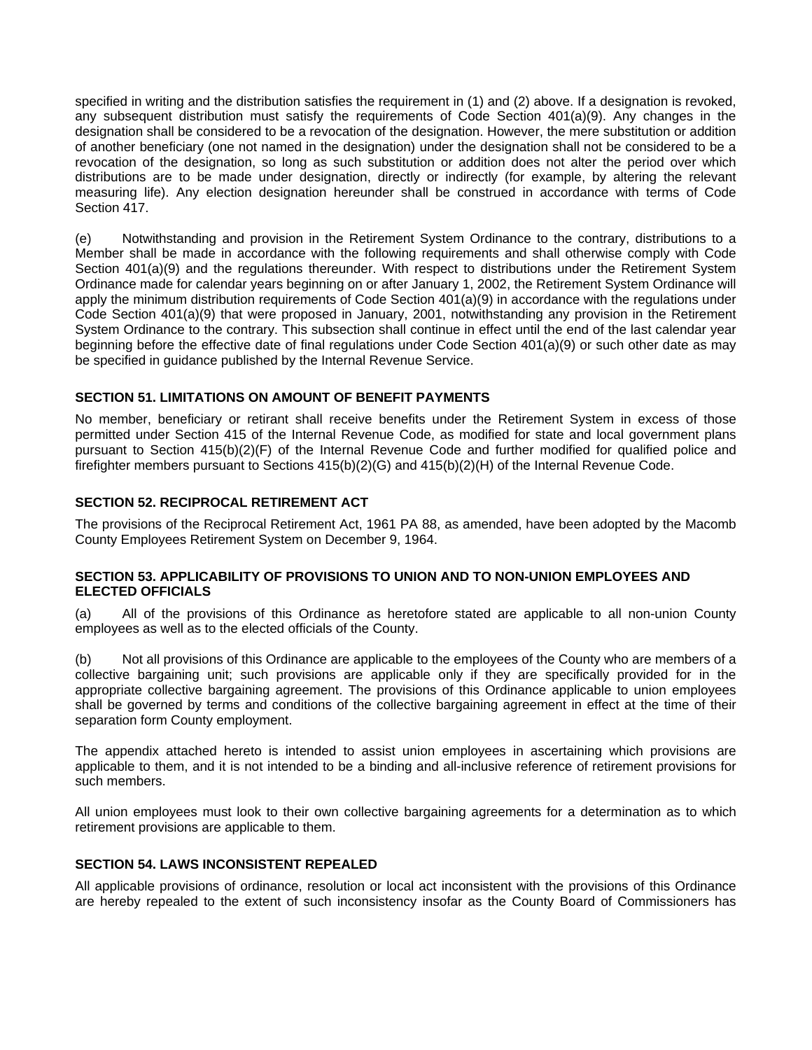specified in writing and the distribution satisfies the requirement in (1) and (2) above. If a designation is revoked, any subsequent distribution must satisfy the requirements of Code Section 401(a)(9). Any changes in the designation shall be considered to be a revocation of the designation. However, the mere substitution or addition of another beneficiary (one not named in the designation) under the designation shall not be considered to be a revocation of the designation, so long as such substitution or addition does not alter the period over which distributions are to be made under designation, directly or indirectly (for example, by altering the relevant measuring life). Any election designation hereunder shall be construed in accordance with terms of Code Section 417.

(e) Notwithstanding and provision in the Retirement System Ordinance to the contrary, distributions to a Member shall be made in accordance with the following requirements and shall otherwise comply with Code Section 401(a)(9) and the regulations thereunder. With respect to distributions under the Retirement System Ordinance made for calendar years beginning on or after January 1, 2002, the Retirement System Ordinance will apply the minimum distribution requirements of Code Section 401(a)(9) in accordance with the regulations under Code Section 401(a)(9) that were proposed in January, 2001, notwithstanding any provision in the Retirement System Ordinance to the contrary. This subsection shall continue in effect until the end of the last calendar year beginning before the effective date of final regulations under Code Section 401(a)(9) or such other date as may be specified in guidance published by the Internal Revenue Service.

### SECTION 51. LIMITATIONS ON AMOUNT OF BENEFIT PAYMENTS

No member, beneficiary or retirant shall receive benefits under the Retirement System in excess of those permitted under Section 415 of the Internal Revenue Code, as modified for state and local government plans pursuant to Section 415(b)(2)(F) of the Internal Revenue Code and further modified for qualified police and firefighter members pursuant to Sections 415(b)(2)(G) and 415(b)(2)(H) of the Internal Revenue Code.

### SECTION 52. RECIPROCAL RETIREMENT ACT

The provisions of the Reciprocal Retirement Act, 1961 PA 88, as amended, have been adopted by the Macomb County Employees Retirement System on December 9, 1964.

### SECTION 53. APPLICABILITY OF PROVISIONS TO UNION AND TO NON-UNION EMPLOYEES AND ELECTED OFFICIALS

(a) All of the provisions of this Ordinance as heretofore stated are applicable to all non-union County employees as well as to the elected officials of the County.

(b) Not all provisions of this Ordinance are applicable to the employees of the County who are members of a collective bargaining unit; such provisions are applicable only if they are specifically provided for in the appropriate collective bargaining agreement. The provisions of this Ordinance applicable to union employees shall be governed by terms and conditions of the collective bargaining agreement in effect at the time of their separation form County employment.

The appendix attached hereto is intended to assist union employees in ascertaining which provisions are applicable to them, and it is not intended to be a binding and all-inclusive reference of retirement provisions for such members.

All union employees must look to their own collective bargaining agreements for a determination as to which retirement provisions are applicable to them.

### SECTION 54. LAWS INCONSISTENT REPEALED

All applicable provisions of ordinance, resolution or local act inconsistent with the provisions of this Ordinance are hereby repealed to the extent of such inconsistency insofar as the County Board of Commissioners has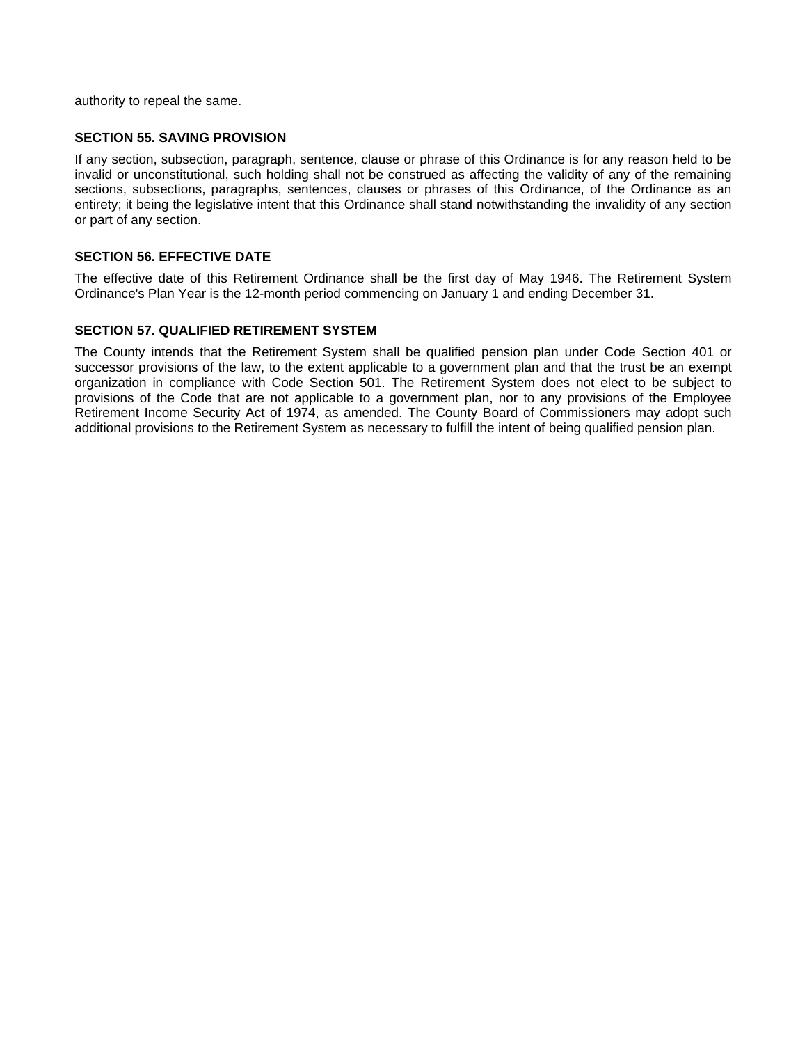authority to repeal the same.

**SECTION 55. SAVING PROVISION**

If any section, subsection, paragraph, sentence, clause or phrase of this Ordinance is for any reason held to be invalid or unconstitutional, such holding shall not be construed as affecting the validity of any of the remaining sections, subsections, paragraphs, sentences, clauses or phrases of this Ordinance, of the Ordinance as an entirety; it being the legislative intent that this Ordinance shall stand notwithstanding the invalidity of any section or part of any section.

**SECTION 56. EFFECTIVE DATE**

The effective date of this Retirement Ordinance shall be the first day of May 1946. The Retirement System Ordinance's Plan Year is the 12-month period commencing on January 1 and ending December 31.

**SECTION 57. QUALIFIED RETIREMENT SYSTEM**

The County intends that the Retirement System shall be qualified pension plan under Code Section 401 or successor provisions of the law, to the extent applicable to a government plan and that the trust be an exempt organization in compliance with Code Section 501. The Retirement System does not elect to be subject to provisions of the Code that are not applicable to a government plan, nor to any provisions of the Employee Retirement Income Security Act of 1974, as amended. The County Board of Commissioners may adopt such additional provisions to the Retirement System as necessary to fulfill the intent of being qualified pension plan.